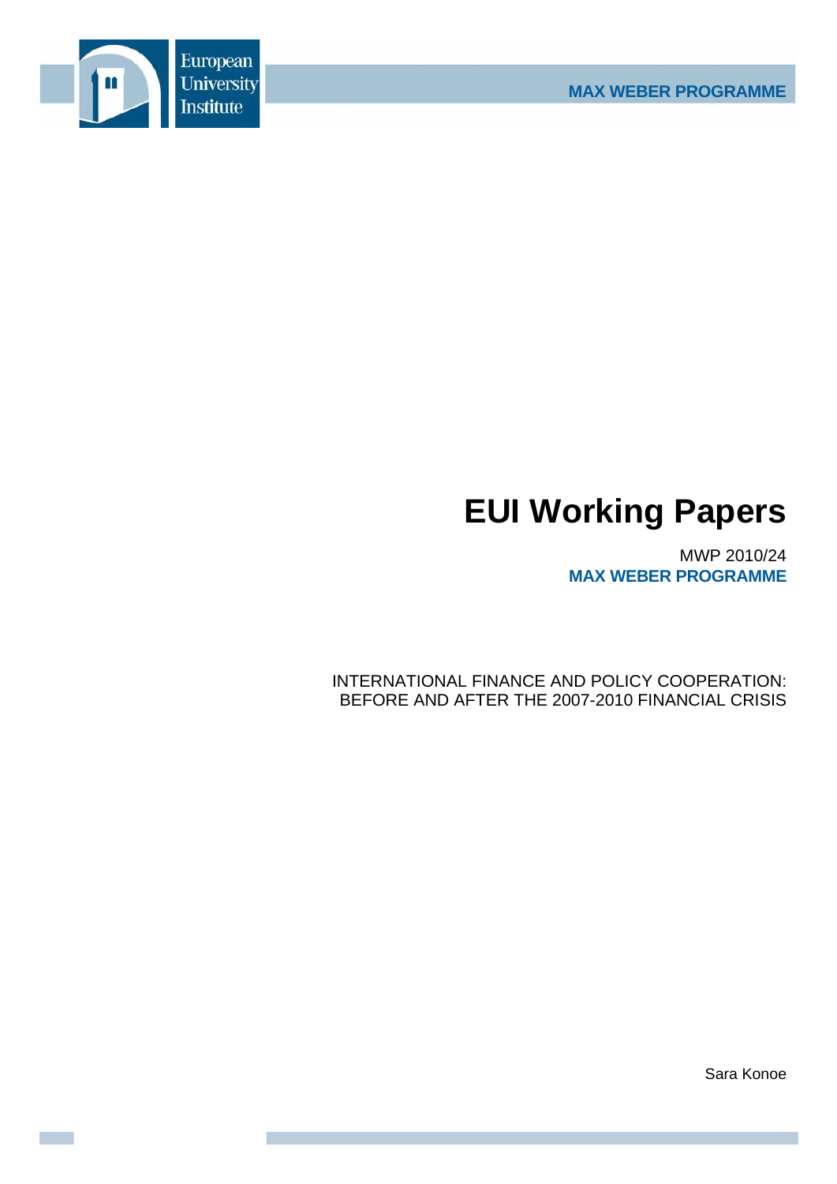European University Institute

MAX WEBER PROGRAMME

# EUI Working Papers

MWP 2010/24
**MAX WEBER PROGRAMME**

INTERNATIONAL FINANCE AND POLICY COOPERATION:
BEFORE AND AFTER THE 2007-2010 FINANCIAL CRISIS

Sara Konoe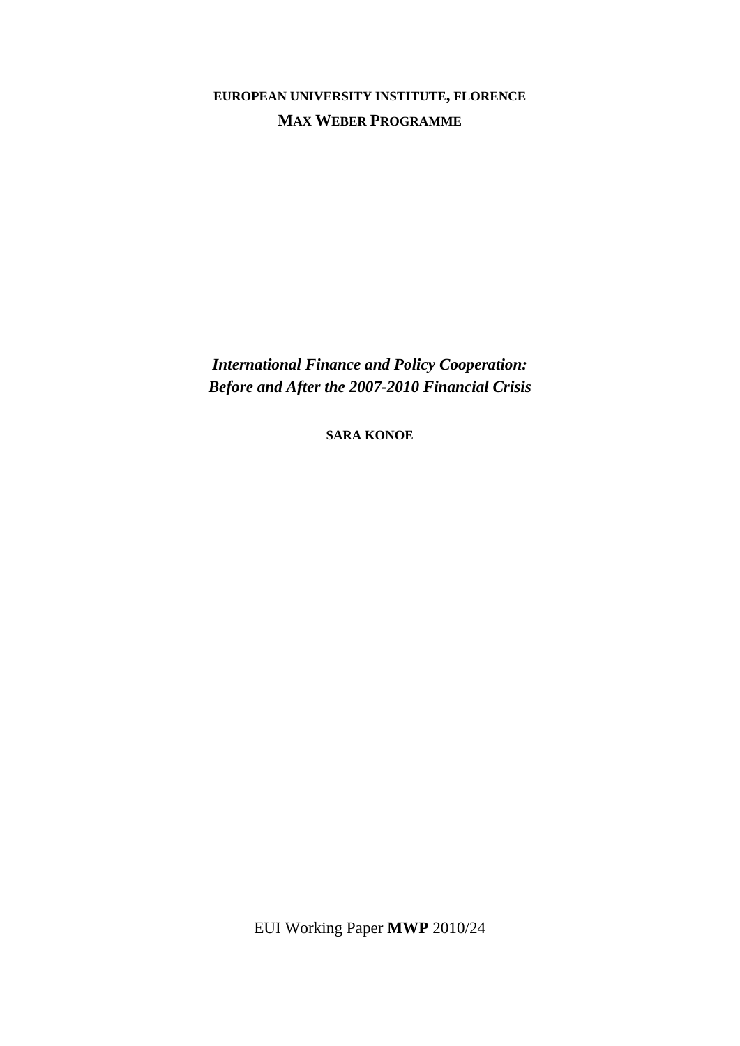**EUROPEAN UNIVERSITY INSTITUTE, FLORENCE**

**MAX WEBER PROGRAMME**

# *International Finance and Policy Cooperation: Before and After the 2007-2010 Financial Crisis*

**SARA KONOE**

EUI Working Paper **MWP** 2010/24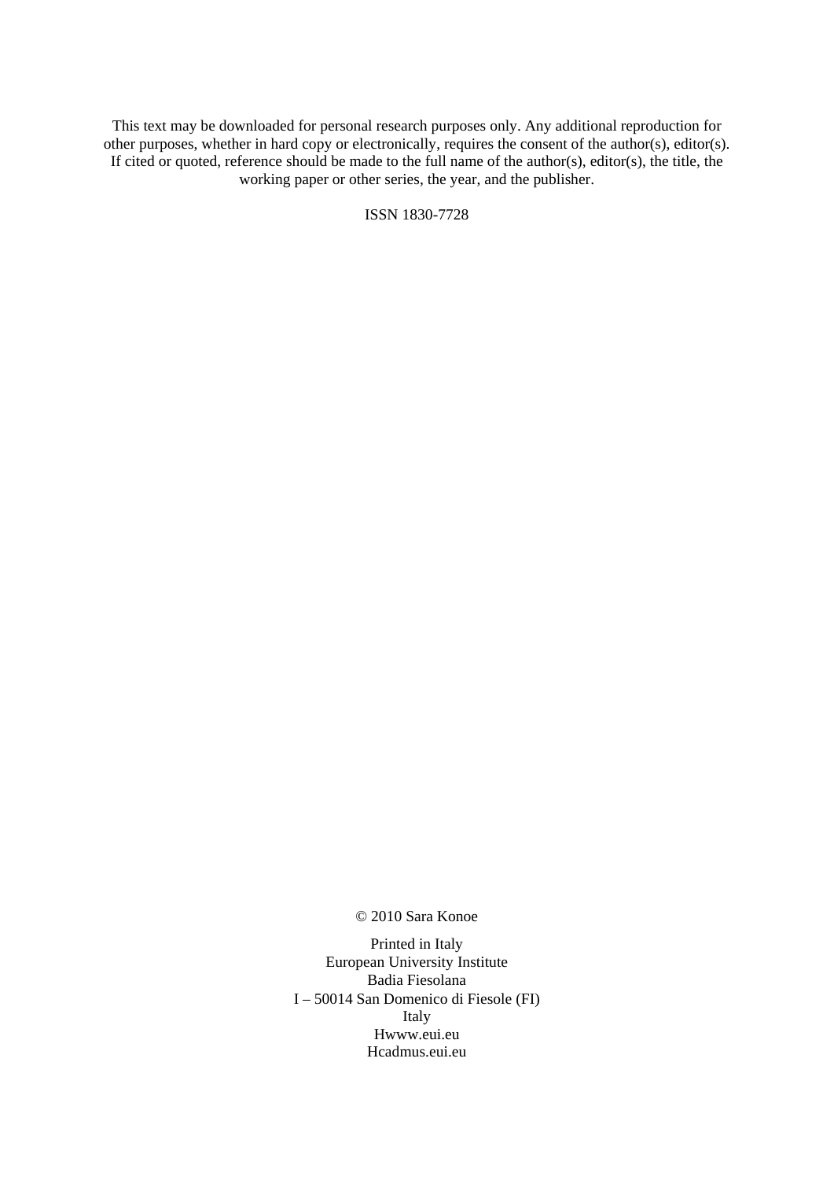This text may be downloaded for personal research purposes only. Any additional reproduction for other purposes, whether in hard copy or electronically, requires the consent of the author(s), editor(s). If cited or quoted, reference should be made to the full name of the author(s), editor(s), the title, the working paper or other series, the year, and the publisher.

ISSN 1830-7728

© 2010 Sara Konoe

Printed in Italy
European University Institute
Badia Fiesolana
I – 50014 San Domenico di Fiesole (FI)
Italy
Hwww.eui.eu
Hcadmus.eui.eu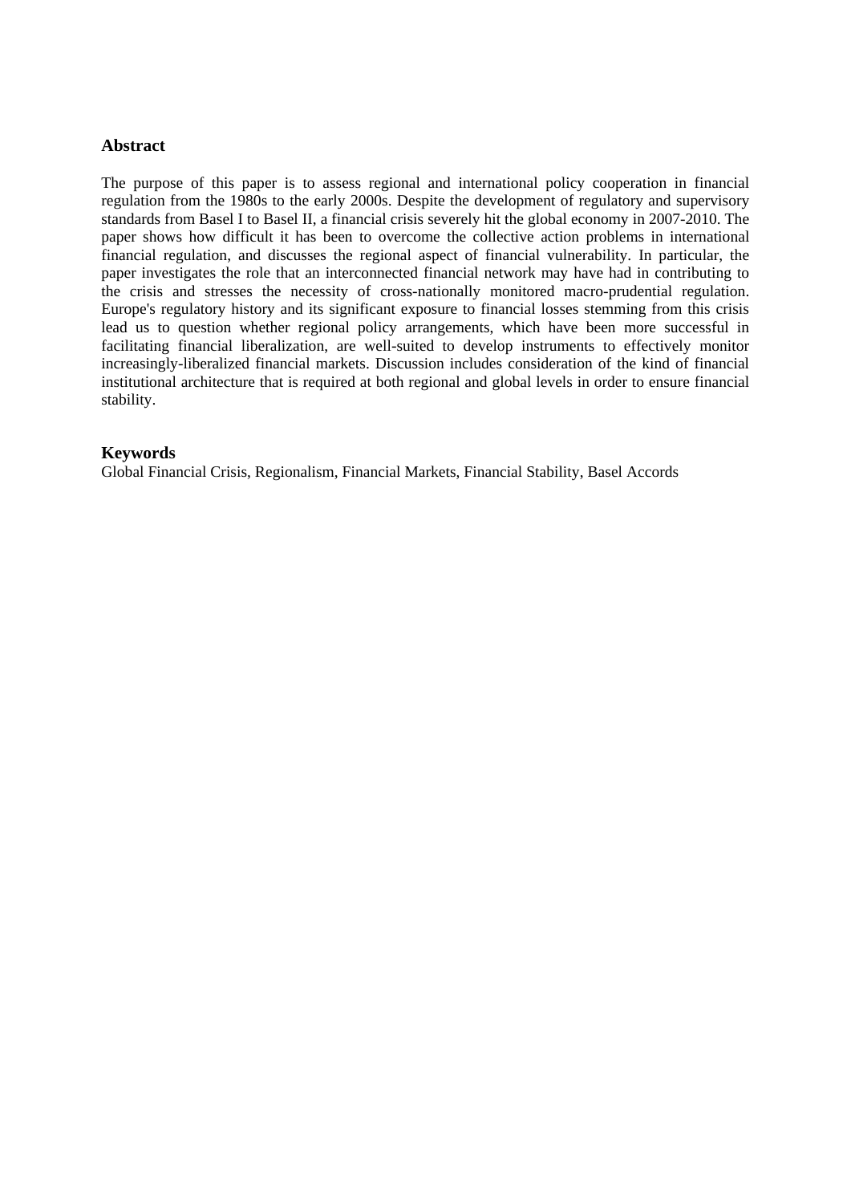## Abstract

The purpose of this paper is to assess regional and international policy cooperation in financial regulation from the 1980s to the early 2000s. Despite the development of regulatory and supervisory standards from Basel I to Basel II, a financial crisis severely hit the global economy in 2007-2010. The paper shows how difficult it has been to overcome the collective action problems in international financial regulation, and discusses the regional aspect of financial vulnerability. In particular, the paper investigates the role that an interconnected financial network may have had in contributing to the crisis and stresses the necessity of cross-nationally monitored macro-prudential regulation. Europe's regulatory history and its significant exposure to financial losses stemming from this crisis lead us to question whether regional policy arrangements, which have been more successful in facilitating financial liberalization, are well-suited to develop instruments to effectively monitor increasingly-liberalized financial markets. Discussion includes consideration of the kind of financial institutional architecture that is required at both regional and global levels in order to ensure financial stability.

## Keywords

Global Financial Crisis, Regionalism, Financial Markets, Financial Stability, Basel Accords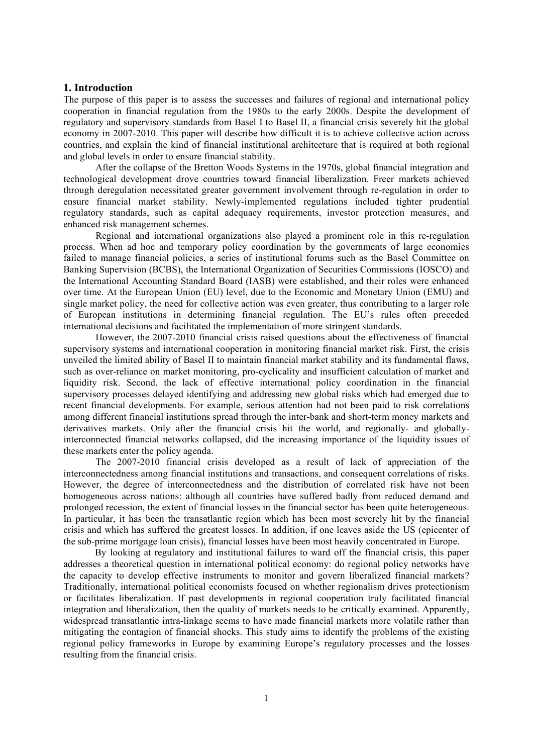## 1. Introduction

The purpose of this paper is to assess the successes and failures of regional and international policy cooperation in financial regulation from the 1980s to the early 2000s. Despite the development of regulatory and supervisory standards from Basel I to Basel II, a financial crisis severely hit the global economy in 2007-2010. This paper will describe how difficult it is to achieve collective action across countries, and explain the kind of financial institutional architecture that is required at both regional and global levels in order to ensure financial stability.

After the collapse of the Bretton Woods Systems in the 1970s, global financial integration and technological development drove countries toward financial liberalization. Freer markets achieved through deregulation necessitated greater government involvement through re-regulation in order to ensure financial market stability. Newly-implemented regulations included tighter prudential regulatory standards, such as capital adequacy requirements, investor protection measures, and enhanced risk management schemes.

Regional and international organizations also played a prominent role in this re-regulation process. When ad hoc and temporary policy coordination by the governments of large economies failed to manage financial policies, a series of institutional forums such as the Basel Committee on Banking Supervision (BCBS), the International Organization of Securities Commissions (IOSCO) and the International Accounting Standard Board (IASB) were established, and their roles were enhanced over time. At the European Union (EU) level, due to the Economic and Monetary Union (EMU) and single market policy, the need for collective action was even greater, thus contributing to a larger role of European institutions in determining financial regulation. The EU's rules often preceded international decisions and facilitated the implementation of more stringent standards.

However, the 2007-2010 financial crisis raised questions about the effectiveness of financial supervisory systems and international cooperation in monitoring financial market risk. First, the crisis unveiled the limited ability of Basel II to maintain financial market stability and its fundamental flaws, such as over-reliance on market monitoring, pro-cyclicality and insufficient calculation of market and liquidity risk. Second, the lack of effective international policy coordination in the financial supervisory processes delayed identifying and addressing new global risks which had emerged due to recent financial developments. For example, serious attention had not been paid to risk correlations among different financial institutions spread through the inter-bank and short-term money markets and derivatives markets. Only after the financial crisis hit the world, and regionally- and globally-interconnected financial networks collapsed, did the increasing importance of the liquidity issues of these markets enter the policy agenda.

The 2007-2010 financial crisis developed as a result of lack of appreciation of the interconnectedness among financial institutions and transactions, and consequent correlations of risks. However, the degree of interconnectedness and the distribution of correlated risk have not been homogeneous across nations: although all countries have suffered badly from reduced demand and prolonged recession, the extent of financial losses in the financial sector has been quite heterogeneous. In particular, it has been the transatlantic region which has been most severely hit by the financial crisis and which has suffered the greatest losses. In addition, if one leaves aside the US (epicenter of the sub-prime mortgage loan crisis), financial losses have been most heavily concentrated in Europe.

By looking at regulatory and institutional failures to ward off the financial crisis, this paper addresses a theoretical question in international political economy: do regional policy networks have the capacity to develop effective instruments to monitor and govern liberalized financial markets? Traditionally, international political economists focused on whether regionalism drives protectionism or facilitates liberalization. If past developments in regional cooperation truly facilitated financial integration and liberalization, then the quality of markets needs to be critically examined. Apparently, widespread transatlantic intra-linkage seems to have made financial markets more volatile rather than mitigating the contagion of financial shocks. This study aims to identify the problems of the existing regional policy frameworks in Europe by examining Europe's regulatory processes and the losses resulting from the financial crisis.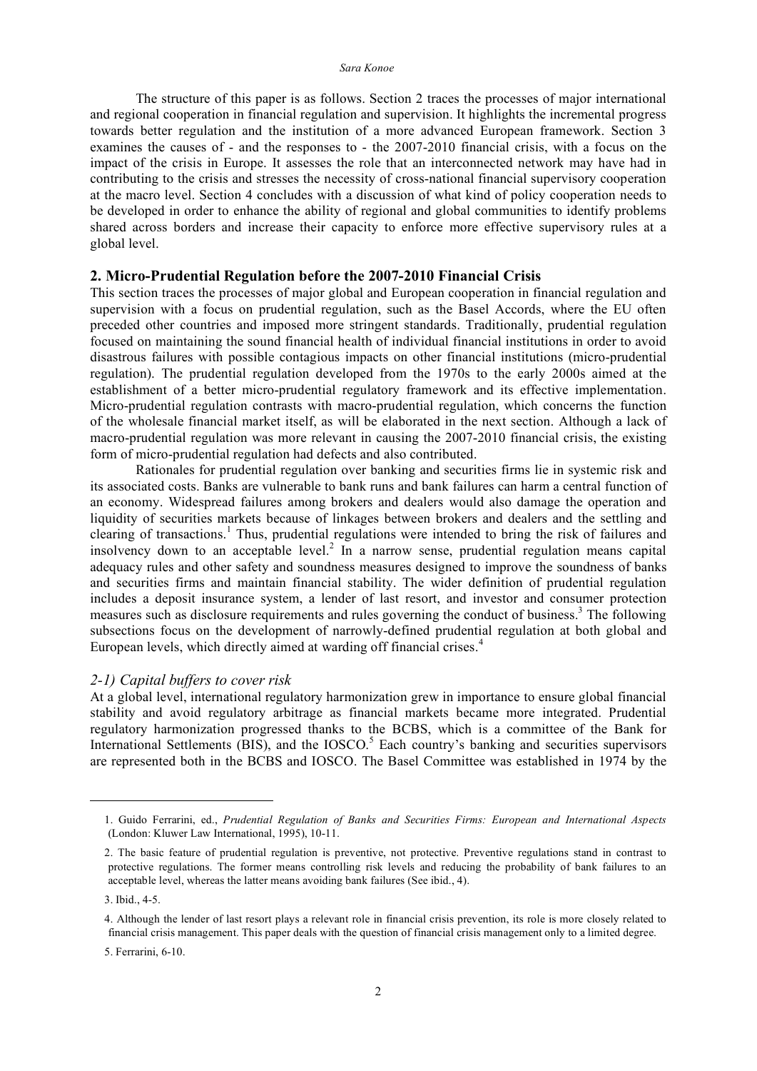The structure of this paper is as follows. Section 2 traces the processes of major international and regional cooperation in financial regulation and supervision. It highlights the incremental progress towards better regulation and the institution of a more advanced European framework. Section 3 examines the causes of - and the responses to - the 2007-2010 financial crisis, with a focus on the impact of the crisis in Europe. It assesses the role that an interconnected network may have had in contributing to the crisis and stresses the necessity of cross-national financial supervisory cooperation at the macro level. Section 4 concludes with a discussion of what kind of policy cooperation needs to be developed in order to enhance the ability of regional and global communities to identify problems shared across borders and increase their capacity to enforce more effective supervisory rules at a global level.

## 2. Micro-Prudential Regulation before the 2007-2010 Financial Crisis

This section traces the processes of major global and European cooperation in financial regulation and supervision with a focus on prudential regulation, such as the Basel Accords, where the EU often preceded other countries and imposed more stringent standards. Traditionally, prudential regulation focused on maintaining the sound financial health of individual financial institutions in order to avoid disastrous failures with possible contagious impacts on other financial institutions (micro-prudential regulation). The prudential regulation developed from the 1970s to the early 2000s aimed at the establishment of a better micro-prudential regulatory framework and its effective implementation. Micro-prudential regulation contrasts with macro-prudential regulation, which concerns the function of the wholesale financial market itself, as will be elaborated in the next section. Although a lack of macro-prudential regulation was more relevant in causing the 2007-2010 financial crisis, the existing form of micro-prudential regulation had defects and also contributed.

Rationales for prudential regulation over banking and securities firms lie in systemic risk and its associated costs. Banks are vulnerable to bank runs and bank failures can harm a central function of an economy. Widespread failures among brokers and dealers would also damage the operation and liquidity of securities markets because of linkages between brokers and dealers and the settling and clearing of transactions.[1] Thus, prudential regulations were intended to bring the risk of failures and insolvency down to an acceptable level.[2] In a narrow sense, prudential regulation means capital adequacy rules and other safety and soundness measures designed to improve the soundness of banks and securities firms and maintain financial stability. The wider definition of prudential regulation includes a deposit insurance system, a lender of last resort, and investor and consumer protection measures such as disclosure requirements and rules governing the conduct of business.[3] The following subsections focus on the development of narrowly-defined prudential regulation at both global and European levels, which directly aimed at warding off financial crises.[4]

### *2-1) Capital buffers to cover risk*

At a global level, international regulatory harmonization grew in importance to ensure global financial stability and avoid regulatory arbitrage as financial markets became more integrated. Prudential regulatory harmonization progressed thanks to the BCBS, which is a committee of the Bank for International Settlements (BIS), and the IOSCO.[5] Each country's banking and securities supervisors are represented both in the BCBS and IOSCO. The Basel Committee was established in 1974 by the

---

1. Guido Ferrarini, ed., *Prudential Regulation of Banks and Securities Firms: European and International Aspects* (London: Kluwer Law International, 1995), 10-11.

2. The basic feature of prudential regulation is preventive, not protective. Preventive regulations stand in contrast to protective regulations. The former means controlling risk levels and reducing the probability of bank failures to an acceptable level, whereas the latter means avoiding bank failures (See ibid., 4).

3. Ibid., 4-5.

4. Although the lender of last resort plays a relevant role in financial crisis prevention, its role is more closely related to financial crisis management. This paper deals with the question of financial crisis management only to a limited degree.

5. Ferrarini, 6-10.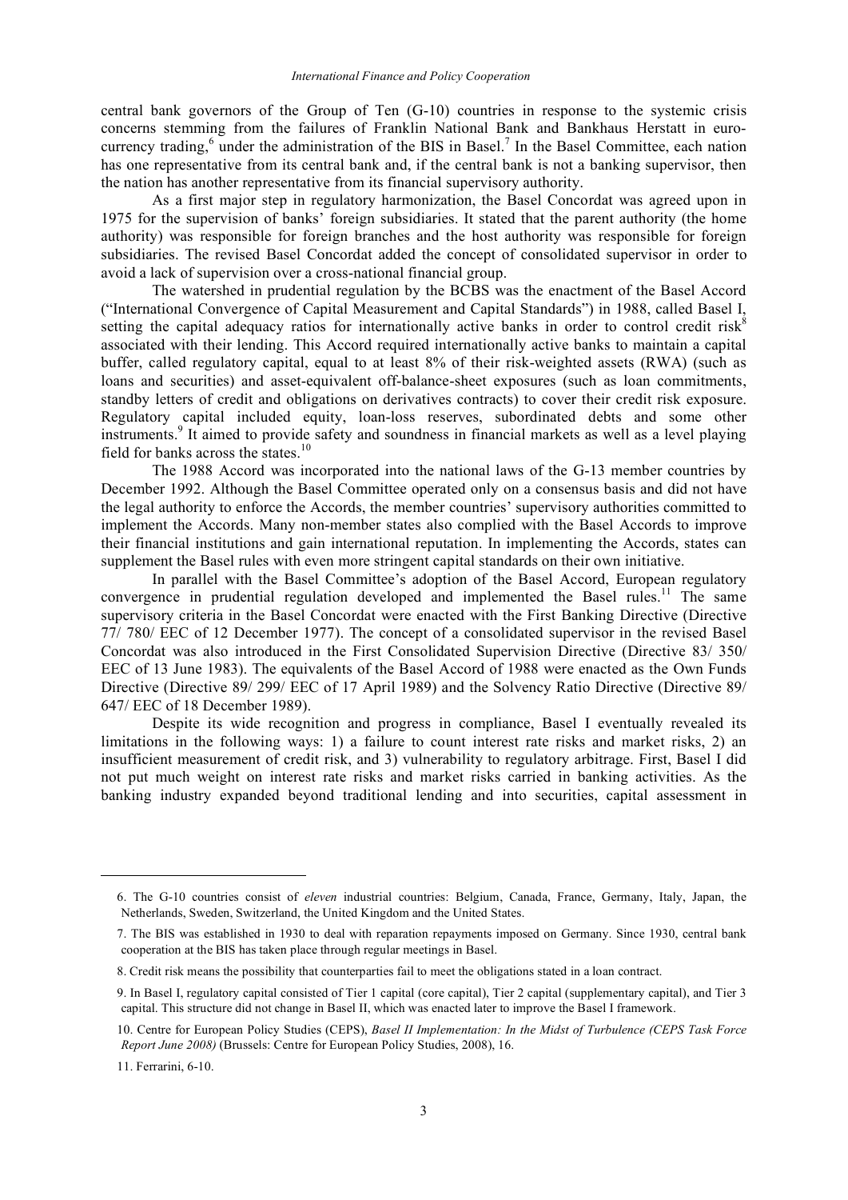central bank governors of the Group of Ten (G-10) countries in response to the systemic crisis concerns stemming from the failures of Franklin National Bank and Bankhaus Herstatt in euro-currency trading,[6] under the administration of the BIS in Basel.[7] In the Basel Committee, each nation has one representative from its central bank and, if the central bank is not a banking supervisor, then the nation has another representative from its financial supervisory authority.

As a first major step in regulatory harmonization, the Basel Concordat was agreed upon in 1975 for the supervision of banks' foreign subsidiaries. It stated that the parent authority (the home authority) was responsible for foreign branches and the host authority was responsible for foreign subsidiaries. The revised Basel Concordat added the concept of consolidated supervisor in order to avoid a lack of supervision over a cross-national financial group.

The watershed in prudential regulation by the BCBS was the enactment of the Basel Accord ("International Convergence of Capital Measurement and Capital Standards") in 1988, called Basel I, setting the capital adequacy ratios for internationally active banks in order to control credit risk[8] associated with their lending. This Accord required internationally active banks to maintain a capital buffer, called regulatory capital, equal to at least 8% of their risk-weighted assets (RWA) (such as loans and securities) and asset-equivalent off-balance-sheet exposures (such as loan commitments, standby letters of credit and obligations on derivatives contracts) to cover their credit risk exposure. Regulatory capital included equity, loan-loss reserves, subordinated debts and some other instruments.[9] It aimed to provide safety and soundness in financial markets as well as a level playing field for banks across the states.[10]

The 1988 Accord was incorporated into the national laws of the G-13 member countries by December 1992. Although the Basel Committee operated only on a consensus basis and did not have the legal authority to enforce the Accords, the member countries' supervisory authorities committed to implement the Accords. Many non-member states also complied with the Basel Accords to improve their financial institutions and gain international reputation. In implementing the Accords, states can supplement the Basel rules with even more stringent capital standards on their own initiative.

In parallel with the Basel Committee's adoption of the Basel Accord, European regulatory convergence in prudential regulation developed and implemented the Basel rules.[11] The same supervisory criteria in the Basel Concordat were enacted with the First Banking Directive (Directive 77/ 780/ EEC of 12 December 1977). The concept of a consolidated supervisor in the revised Basel Concordat was also introduced in the First Consolidated Supervision Directive (Directive 83/ 350/ EEC of 13 June 1983). The equivalents of the Basel Accord of 1988 were enacted as the Own Funds Directive (Directive 89/ 299/ EEC of 17 April 1989) and the Solvency Ratio Directive (Directive 89/ 647/ EEC of 18 December 1989).

Despite its wide recognition and progress in compliance, Basel I eventually revealed its limitations in the following ways: 1) a failure to count interest rate risks and market risks, 2) an insufficient measurement of credit risk, and 3) vulnerability to regulatory arbitrage. First, Basel I did not put much weight on interest rate risks and market risks carried in banking activities. As the banking industry expanded beyond traditional lending and into securities, capital assessment in

---

6. The G-10 countries consist of *eleven* industrial countries: Belgium, Canada, France, Germany, Italy, Japan, the Netherlands, Sweden, Switzerland, the United Kingdom and the United States.

7. The BIS was established in 1930 to deal with reparation repayments imposed on Germany. Since 1930, central bank cooperation at the BIS has taken place through regular meetings in Basel.

8. Credit risk means the possibility that counterparties fail to meet the obligations stated in a loan contract.

9. In Basel I, regulatory capital consisted of Tier 1 capital (core capital), Tier 2 capital (supplementary capital), and Tier 3 capital. This structure did not change in Basel II, which was enacted later to improve the Basel I framework.

10. Centre for European Policy Studies (CEPS), *Basel II Implementation: In the Midst of Turbulence (CEPS Task Force Report June 2008)* (Brussels: Centre for European Policy Studies, 2008), 16.

11. Ferrarini, 6-10.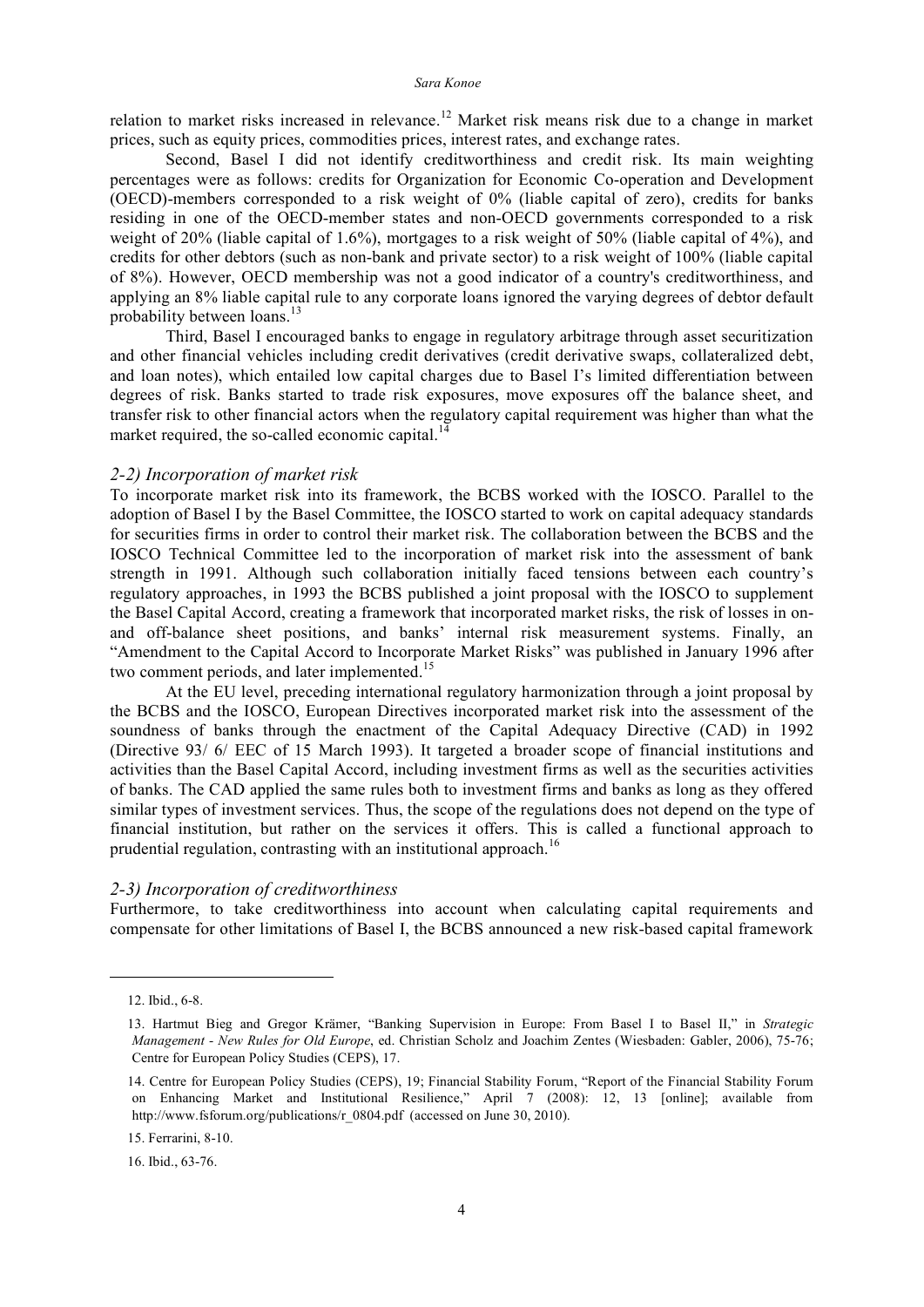relation to market risks increased in relevance.[12] Market risk means risk due to a change in market prices, such as equity prices, commodities prices, interest rates, and exchange rates.

Second, Basel I did not identify creditworthiness and credit risk. Its main weighting percentages were as follows: credits for Organization for Economic Co-operation and Development (OECD)-members corresponded to a risk weight of 0% (liable capital of zero), credits for banks residing in one of the OECD-member states and non-OECD governments corresponded to a risk weight of 20% (liable capital of 1.6%), mortgages to a risk weight of 50% (liable capital of 4%), and credits for other debtors (such as non-bank and private sector) to a risk weight of 100% (liable capital of 8%). However, OECD membership was not a good indicator of a country's creditworthiness, and applying an 8% liable capital rule to any corporate loans ignored the varying degrees of debtor default probability between loans.[13]

Third, Basel I encouraged banks to engage in regulatory arbitrage through asset securitization and other financial vehicles including credit derivatives (credit derivative swaps, collateralized debt, and loan notes), which entailed low capital charges due to Basel I's limited differentiation between degrees of risk. Banks started to trade risk exposures, move exposures off the balance sheet, and transfer risk to other financial actors when the regulatory capital requirement was higher than what the market required, the so-called economic capital.[14]

### *2-2) Incorporation of market risk*

To incorporate market risk into its framework, the BCBS worked with the IOSCO. Parallel to the adoption of Basel I by the Basel Committee, the IOSCO started to work on capital adequacy standards for securities firms in order to control their market risk. The collaboration between the BCBS and the IOSCO Technical Committee led to the incorporation of market risk into the assessment of bank strength in 1991. Although such collaboration initially faced tensions between each country's regulatory approaches, in 1993 the BCBS published a joint proposal with the IOSCO to supplement the Basel Capital Accord, creating a framework that incorporated market risks, the risk of losses in on- and off-balance sheet positions, and banks' internal risk measurement systems. Finally, an "Amendment to the Capital Accord to Incorporate Market Risks" was published in January 1996 after two comment periods, and later implemented.[15]

At the EU level, preceding international regulatory harmonization through a joint proposal by the BCBS and the IOSCO, European Directives incorporated market risk into the assessment of the soundness of banks through the enactment of the Capital Adequacy Directive (CAD) in 1992 (Directive 93/ 6/ EEC of 15 March 1993). It targeted a broader scope of financial institutions and activities than the Basel Capital Accord, including investment firms as well as the securities activities of banks. The CAD applied the same rules both to investment firms and banks as long as they offered similar types of investment services. Thus, the scope of the regulations does not depend on the type of financial institution, but rather on the services it offers. This is called a functional approach to prudential regulation, contrasting with an institutional approach.[16]

### *2-3) Incorporation of creditworthiness*

Furthermore, to take creditworthiness into account when calculating capital requirements and compensate for other limitations of Basel I, the BCBS announced a new risk-based capital framework

---

12. Ibid., 6-8.

13. Hartmut Bieg and Gregor Krämer, "Banking Supervision in Europe: From Basel I to Basel II," in *Strategic Management - New Rules for Old Europe*, ed. Christian Scholz and Joachim Zentes (Wiesbaden: Gabler, 2006), 75-76; Centre for European Policy Studies (CEPS), 17.

14. Centre for European Policy Studies (CEPS), 19; Financial Stability Forum, "Report of the Financial Stability Forum on Enhancing Market and Institutional Resilience," April 7 (2008): 12, 13 [online]; available from http://www.fsforum.org/publications/r_0804.pdf (accessed on June 30, 2010).

15. Ferrarini, 8-10.

16. Ibid., 63-76.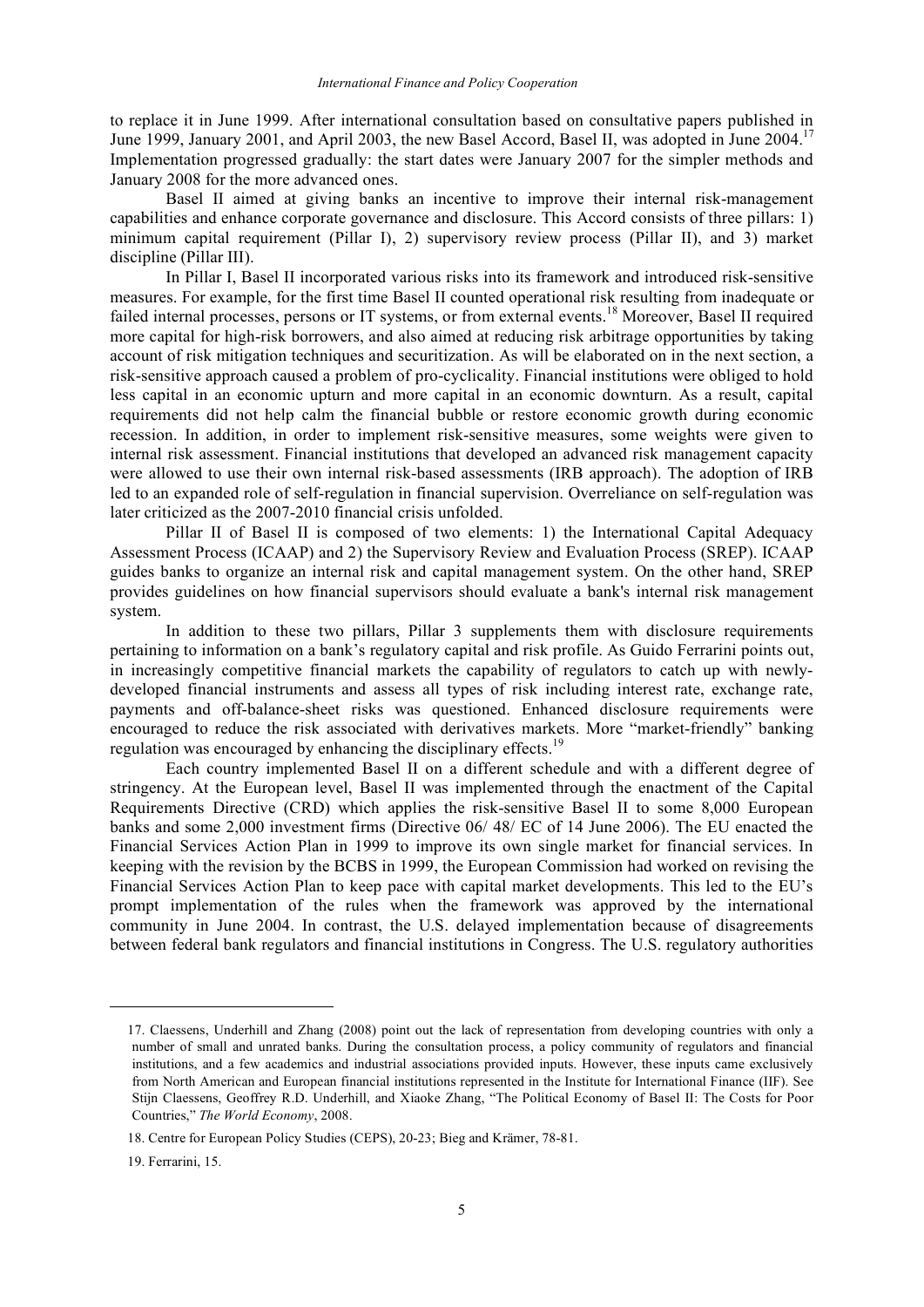to replace it in June 1999. After international consultation based on consultative papers published in June 1999, January 2001, and April 2003, the new Basel Accord, Basel II, was adopted in June 2004.[17] Implementation progressed gradually: the start dates were January 2007 for the simpler methods and January 2008 for the more advanced ones.

Basel II aimed at giving banks an incentive to improve their internal risk-management capabilities and enhance corporate governance and disclosure. This Accord consists of three pillars: 1) minimum capital requirement (Pillar I), 2) supervisory review process (Pillar II), and 3) market discipline (Pillar III).

In Pillar I, Basel II incorporated various risks into its framework and introduced risk-sensitive measures. For example, for the first time Basel II counted operational risk resulting from inadequate or failed internal processes, persons or IT systems, or from external events.[18] Moreover, Basel II required more capital for high-risk borrowers, and also aimed at reducing risk arbitrage opportunities by taking account of risk mitigation techniques and securitization. As will be elaborated on in the next section, a risk-sensitive approach caused a problem of pro-cyclicality. Financial institutions were obliged to hold less capital in an economic upturn and more capital in an economic downturn. As a result, capital requirements did not help calm the financial bubble or restore economic growth during economic recession. In addition, in order to implement risk-sensitive measures, some weights were given to internal risk assessment. Financial institutions that developed an advanced risk management capacity were allowed to use their own internal risk-based assessments (IRB approach). The adoption of IRB led to an expanded role of self-regulation in financial supervision. Overreliance on self-regulation was later criticized as the 2007-2010 financial crisis unfolded.

Pillar II of Basel II is composed of two elements: 1) the International Capital Adequacy Assessment Process (ICAAP) and 2) the Supervisory Review and Evaluation Process (SREP). ICAAP guides banks to organize an internal risk and capital management system. On the other hand, SREP provides guidelines on how financial supervisors should evaluate a bank's internal risk management system.

In addition to these two pillars, Pillar 3 supplements them with disclosure requirements pertaining to information on a bank's regulatory capital and risk profile. As Guido Ferrarini points out, in increasingly competitive financial markets the capability of regulators to catch up with newly-developed financial instruments and assess all types of risk including interest rate, exchange rate, payments and off-balance-sheet risks was questioned. Enhanced disclosure requirements were encouraged to reduce the risk associated with derivatives markets. More "market-friendly" banking regulation was encouraged by enhancing the disciplinary effects.[19]

Each country implemented Basel II on a different schedule and with a different degree of stringency. At the European level, Basel II was implemented through the enactment of the Capital Requirements Directive (CRD) which applies the risk-sensitive Basel II to some 8,000 European banks and some 2,000 investment firms (Directive 06/ 48/ EC of 14 June 2006). The EU enacted the Financial Services Action Plan in 1999 to improve its own single market for financial services. In keeping with the revision by the BCBS in 1999, the European Commission had worked on revising the Financial Services Action Plan to keep pace with capital market developments. This led to the EU's prompt implementation of the rules when the framework was approved by the international community in June 2004. In contrast, the U.S. delayed implementation because of disagreements between federal bank regulators and financial institutions in Congress. The U.S. regulatory authorities

---

17. Claessens, Underhill and Zhang (2008) point out the lack of representation from developing countries with only a number of small and unrated banks. During the consultation process, a policy community of regulators and financial institutions, and a few academics and industrial associations provided inputs. However, these inputs came exclusively from North American and European financial institutions represented in the Institute for International Finance (IIF). See Stijn Claessens, Geoffrey R.D. Underhill, and Xiaoke Zhang, "The Political Economy of Basel II: The Costs for Poor Countries," *The World Economy*, 2008.

18. Centre for European Policy Studies (CEPS), 20-23; Bieg and Krämer, 78-81.

19. Ferrarini, 15.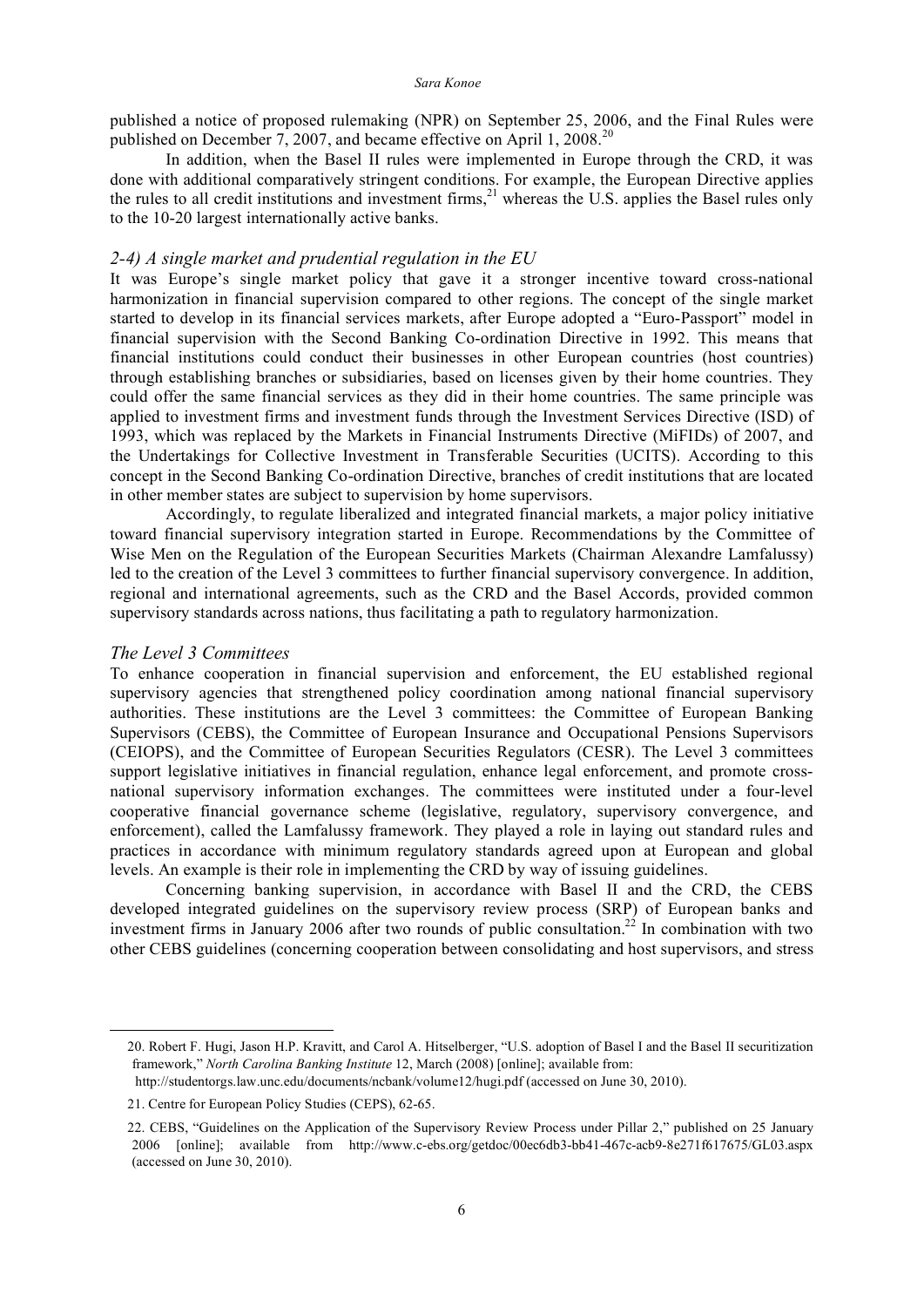published a notice of proposed rulemaking (NPR) on September 25, 2006, and the Final Rules were published on December 7, 2007, and became effective on April 1, 2008.[20]

In addition, when the Basel II rules were implemented in Europe through the CRD, it was done with additional comparatively stringent conditions. For example, the European Directive applies the rules to all credit institutions and investment firms,[21] whereas the U.S. applies the Basel rules only to the 10-20 largest internationally active banks.

### *2-4) A single market and prudential regulation in the EU*

It was Europe's single market policy that gave it a stronger incentive toward cross-national harmonization in financial supervision compared to other regions. The concept of the single market started to develop in its financial services markets, after Europe adopted a "Euro-Passport" model in financial supervision with the Second Banking Co-ordination Directive in 1992. This means that financial institutions could conduct their businesses in other European countries (host countries) through establishing branches or subsidiaries, based on licenses given by their home countries. They could offer the same financial services as they did in their home countries. The same principle was applied to investment firms and investment funds through the Investment Services Directive (ISD) of 1993, which was replaced by the Markets in Financial Instruments Directive (MiFIDs) of 2007, and the Undertakings for Collective Investment in Transferable Securities (UCITS). According to this concept in the Second Banking Co-ordination Directive, branches of credit institutions that are located in other member states are subject to supervision by home supervisors.

Accordingly, to regulate liberalized and integrated financial markets, a major policy initiative toward financial supervisory integration started in Europe. Recommendations by the Committee of Wise Men on the Regulation of the European Securities Markets (Chairman Alexandre Lamfalussy) led to the creation of the Level 3 committees to further financial supervisory convergence. In addition, regional and international agreements, such as the CRD and the Basel Accords, provided common supervisory standards across nations, thus facilitating a path to regulatory harmonization.

### *The Level 3 Committees*

To enhance cooperation in financial supervision and enforcement, the EU established regional supervisory agencies that strengthened policy coordination among national financial supervisory authorities. These institutions are the Level 3 committees: the Committee of European Banking Supervisors (CEBS), the Committee of European Insurance and Occupational Pensions Supervisors (CEIOPS), and the Committee of European Securities Regulators (CESR). The Level 3 committees support legislative initiatives in financial regulation, enhance legal enforcement, and promote cross-national supervisory information exchanges. The committees were instituted under a four-level cooperative financial governance scheme (legislative, regulatory, supervisory convergence, and enforcement), called the Lamfalussy framework. They played a role in laying out standard rules and practices in accordance with minimum regulatory standards agreed upon at European and global levels. An example is their role in implementing the CRD by way of issuing guidelines.

Concerning banking supervision, in accordance with Basel II and the CRD, the CEBS developed integrated guidelines on the supervisory review process (SRP) of European banks and investment firms in January 2006 after two rounds of public consultation.[22] In combination with two other CEBS guidelines (concerning cooperation between consolidating and host supervisors, and stress

---

20. Robert F. Hugi, Jason H.P. Kravitt, and Carol A. Hitselberger, "U.S. adoption of Basel I and the Basel II securitization framework," *North Carolina Banking Institute* 12, March (2008) [online]; available from: http://studentorgs.law.unc.edu/documents/ncbank/volume12/hugi.pdf (accessed on June 30, 2010).

21. Centre for European Policy Studies (CEPS), 62-65.

22. CEBS, "Guidelines on the Application of the Supervisory Review Process under Pillar 2," published on 25 January 2006 [online]; available from http://www.c-ebs.org/getdoc/00ec6db3-bb41-467c-acb9-8e271f617675/GL03.aspx (accessed on June 30, 2010).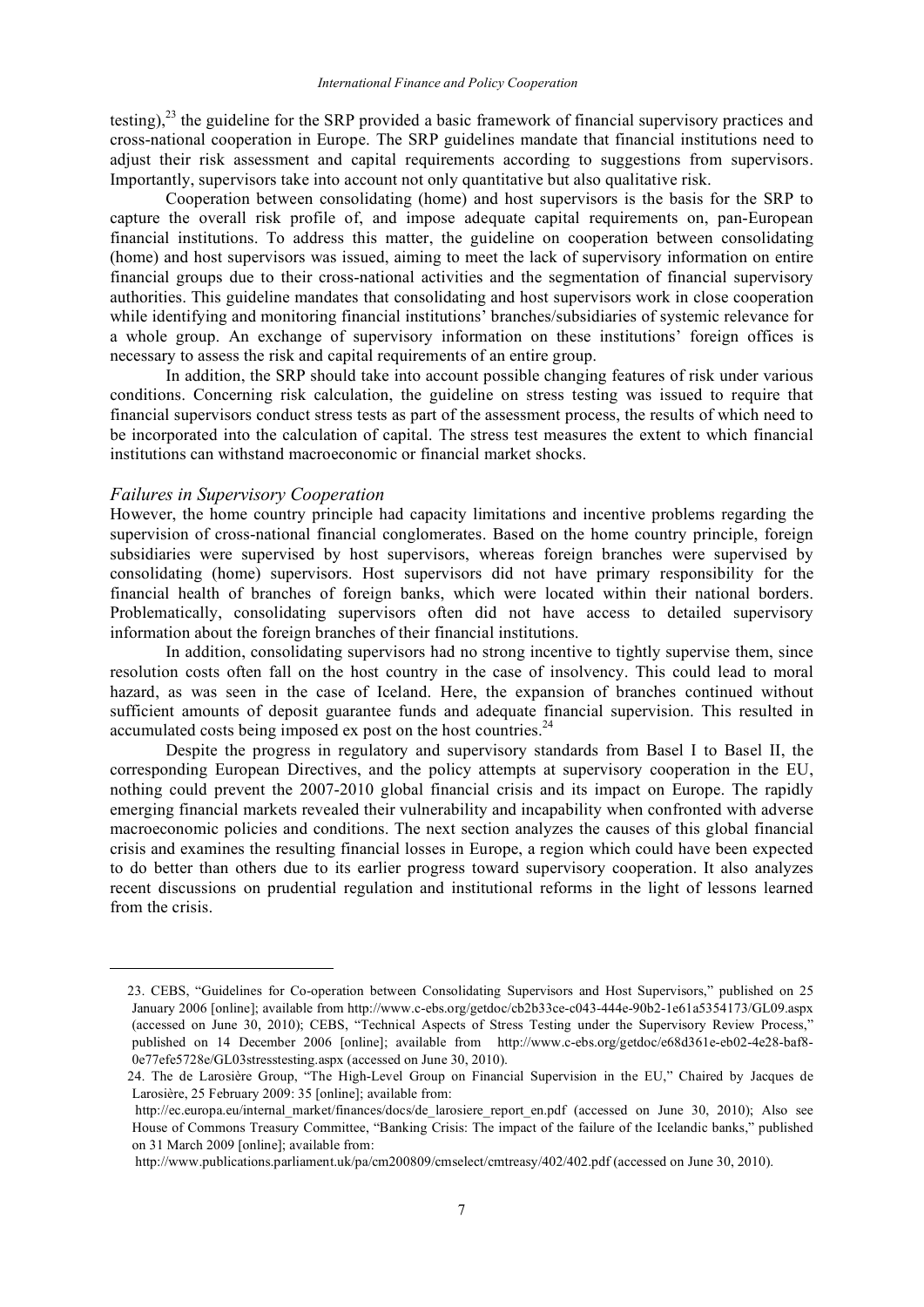testing),[23] the guideline for the SRP provided a basic framework of financial supervisory practices and cross-national cooperation in Europe. The SRP guidelines mandate that financial institutions need to adjust their risk assessment and capital requirements according to suggestions from supervisors. Importantly, supervisors take into account not only quantitative but also qualitative risk.

Cooperation between consolidating (home) and host supervisors is the basis for the SRP to capture the overall risk profile of, and impose adequate capital requirements on, pan-European financial institutions. To address this matter, the guideline on cooperation between consolidating (home) and host supervisors was issued, aiming to meet the lack of supervisory information on entire financial groups due to their cross-national activities and the segmentation of financial supervisory authorities. This guideline mandates that consolidating and host supervisors work in close cooperation while identifying and monitoring financial institutions' branches/subsidiaries of systemic relevance for a whole group. An exchange of supervisory information on these institutions' foreign offices is necessary to assess the risk and capital requirements of an entire group.

In addition, the SRP should take into account possible changing features of risk under various conditions. Concerning risk calculation, the guideline on stress testing was issued to require that financial supervisors conduct stress tests as part of the assessment process, the results of which need to be incorporated into the calculation of capital. The stress test measures the extent to which financial institutions can withstand macroeconomic or financial market shocks.

### *Failures in Supervisory Cooperation*

However, the home country principle had capacity limitations and incentive problems regarding the supervision of cross-national financial conglomerates. Based on the home country principle, foreign subsidiaries were supervised by host supervisors, whereas foreign branches were supervised by consolidating (home) supervisors. Host supervisors did not have primary responsibility for the financial health of branches of foreign banks, which were located within their national borders. Problematically, consolidating supervisors often did not have access to detailed supervisory information about the foreign branches of their financial institutions.

In addition, consolidating supervisors had no strong incentive to tightly supervise them, since resolution costs often fall on the host country in the case of insolvency. This could lead to moral hazard, as was seen in the case of Iceland. Here, the expansion of branches continued without sufficient amounts of deposit guarantee funds and adequate financial supervision. This resulted in accumulated costs being imposed ex post on the host countries.[24]

Despite the progress in regulatory and supervisory standards from Basel I to Basel II, the corresponding European Directives, and the policy attempts at supervisory cooperation in the EU, nothing could prevent the 2007-2010 global financial crisis and its impact on Europe. The rapidly emerging financial markets revealed their vulnerability and incapability when confronted with adverse macroeconomic policies and conditions. The next section analyzes the causes of this global financial crisis and examines the resulting financial losses in Europe, a region which could have been expected to do better than others due to its earlier progress toward supervisory cooperation. It also analyzes recent discussions on prudential regulation and institutional reforms in the light of lessons learned from the crisis.

---

23. CEBS, "Guidelines for Co-operation between Consolidating Supervisors and Host Supervisors," published on 25 January 2006 [online]; available from http://www.c-ebs.org/getdoc/cb2b33ce-c043-444e-90b2-1e61a5354173/GL09.aspx (accessed on June 30, 2010); CEBS, "Technical Aspects of Stress Testing under the Supervisory Review Process," published on 14 December 2006 [online]; available from http://www.c-ebs.org/getdoc/e68d361e-eb02-4e28-baf8-0e77efe5728e/GL03stresstesting.aspx (accessed on June 30, 2010).

24. The de Larosière Group, "The High-Level Group on Financial Supervision in the EU," Chaired by Jacques de Larosière, 25 February 2009: 35 [online]; available from: http://ec.europa.eu/internal_market/finances/docs/de_larosiere_report_en.pdf (accessed on June 30, 2010); Also see House of Commons Treasury Committee, "Banking Crisis: The impact of the failure of the Icelandic banks," published on 31 March 2009 [online]; available from: http://www.publications.parliament.uk/pa/cm200809/cmselect/cmtreasy/402/402.pdf (accessed on June 30, 2010).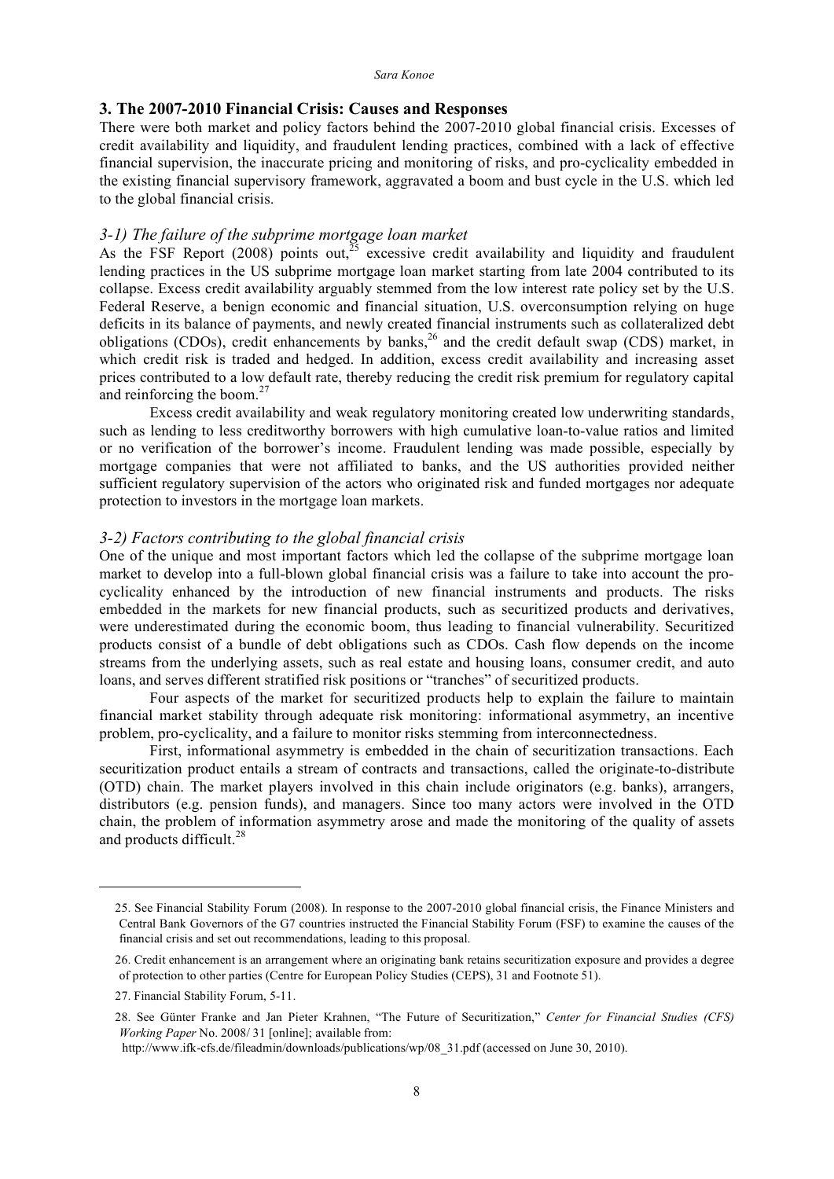## 3. The 2007-2010 Financial Crisis: Causes and Responses

There were both market and policy factors behind the 2007-2010 global financial crisis. Excesses of credit availability and liquidity, and fraudulent lending practices, combined with a lack of effective financial supervision, the inaccurate pricing and monitoring of risks, and pro-cyclicality embedded in the existing financial supervisory framework, aggravated a boom and bust cycle in the U.S. which led to the global financial crisis.

### *3-1) The failure of the subprime mortgage loan market*

As the FSF Report (2008) points out,[25] excessive credit availability and liquidity and fraudulent lending practices in the US subprime mortgage loan market starting from late 2004 contributed to its collapse. Excess credit availability arguably stemmed from the low interest rate policy set by the U.S. Federal Reserve, a benign economic and financial situation, U.S. overconsumption relying on huge deficits in its balance of payments, and newly created financial instruments such as collateralized debt obligations (CDOs), credit enhancements by banks,[26] and the credit default swap (CDS) market, in which credit risk is traded and hedged. In addition, excess credit availability and increasing asset prices contributed to a low default rate, thereby reducing the credit risk premium for regulatory capital and reinforcing the boom.[27]

Excess credit availability and weak regulatory monitoring created low underwriting standards, such as lending to less creditworthy borrowers with high cumulative loan-to-value ratios and limited or no verification of the borrower's income. Fraudulent lending was made possible, especially by mortgage companies that were not affiliated to banks, and the US authorities provided neither sufficient regulatory supervision of the actors who originated risk and funded mortgages nor adequate protection to investors in the mortgage loan markets.

### *3-2) Factors contributing to the global financial crisis*

One of the unique and most important factors which led the collapse of the subprime mortgage loan market to develop into a full-blown global financial crisis was a failure to take into account the pro-cyclicality enhanced by the introduction of new financial instruments and products. The risks embedded in the markets for new financial products, such as securitized products and derivatives, were underestimated during the economic boom, thus leading to financial vulnerability. Securitized products consist of a bundle of debt obligations such as CDOs. Cash flow depends on the income streams from the underlying assets, such as real estate and housing loans, consumer credit, and auto loans, and serves different stratified risk positions or "tranches" of securitized products.

Four aspects of the market for securitized products help to explain the failure to maintain financial market stability through adequate risk monitoring: informational asymmetry, an incentive problem, pro-cyclicality, and a failure to monitor risks stemming from interconnectedness.

First, informational asymmetry is embedded in the chain of securitization transactions. Each securitization product entails a stream of contracts and transactions, called the originate-to-distribute (OTD) chain. The market players involved in this chain include originators (e.g. banks), arrangers, distributors (e.g. pension funds), and managers. Since too many actors were involved in the OTD chain, the problem of information asymmetry arose and made the monitoring of the quality of assets and products difficult.[28]

---

25. See Financial Stability Forum (2008). In response to the 2007-2010 global financial crisis, the Finance Ministers and Central Bank Governors of the G7 countries instructed the Financial Stability Forum (FSF) to examine the causes of the financial crisis and set out recommendations, leading to this proposal.

26. Credit enhancement is an arrangement where an originating bank retains securitization exposure and provides a degree of protection to other parties (Centre for European Policy Studies (CEPS), 31 and Footnote 51).

27. Financial Stability Forum, 5-11.

28. See Günter Franke and Jan Pieter Krahnen, "The Future of Securitization," *Center for Financial Studies (CFS) Working Paper* No. 2008/ 31 [online]; available from: http://www.ifk-cfs.de/fileadmin/downloads/publications/wp/08_31.pdf (accessed on June 30, 2010).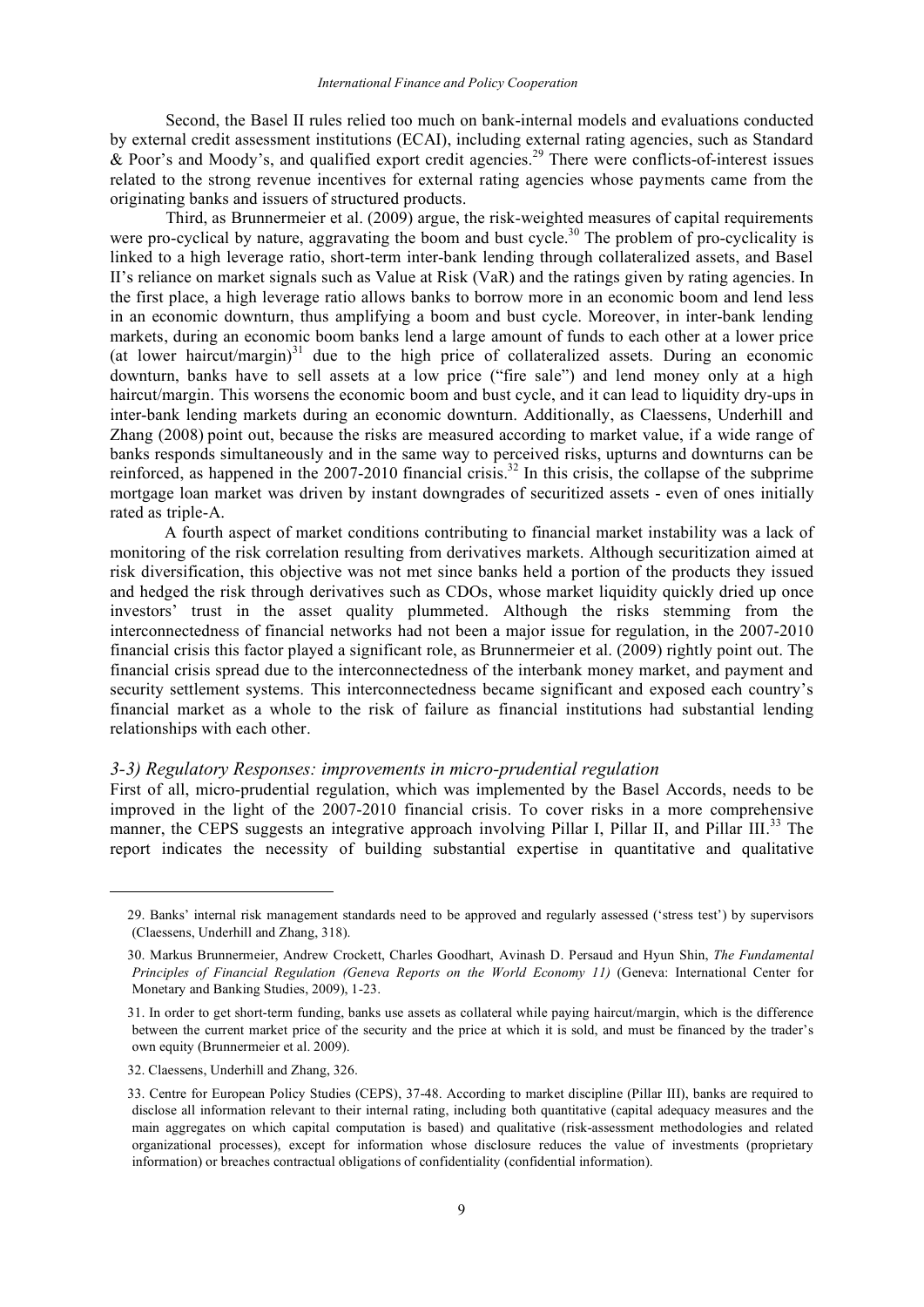Second, the Basel II rules relied too much on bank-internal models and evaluations conducted by external credit assessment institutions (ECAI), including external rating agencies, such as Standard & Poor's and Moody's, and qualified export credit agencies.[29] There were conflicts-of-interest issues related to the strong revenue incentives for external rating agencies whose payments came from the originating banks and issuers of structured products.

Third, as Brunnermeier et al. (2009) argue, the risk-weighted measures of capital requirements were pro-cyclical by nature, aggravating the boom and bust cycle.[30] The problem of pro-cyclicality is linked to a high leverage ratio, short-term inter-bank lending through collateralized assets, and Basel II's reliance on market signals such as Value at Risk (VaR) and the ratings given by rating agencies. In the first place, a high leverage ratio allows banks to borrow more in an economic boom and lend less in an economic downturn, thus amplifying a boom and bust cycle. Moreover, in inter-bank lending markets, during an economic boom banks lend a large amount of funds to each other at a lower price (at lower haircut/margin)[31] due to the high price of collateralized assets. During an economic downturn, banks have to sell assets at a low price ("fire sale") and lend money only at a high haircut/margin. This worsens the economic boom and bust cycle, and it can lead to liquidity dry-ups in inter-bank lending markets during an economic downturn. Additionally, as Claessens, Underhill and Zhang (2008) point out, because the risks are measured according to market value, if a wide range of banks responds simultaneously and in the same way to perceived risks, upturns and downturns can be reinforced, as happened in the 2007-2010 financial crisis.[32] In this crisis, the collapse of the subprime mortgage loan market was driven by instant downgrades of securitized assets - even of ones initially rated as triple-A.

A fourth aspect of market conditions contributing to financial market instability was a lack of monitoring of the risk correlation resulting from derivatives markets. Although securitization aimed at risk diversification, this objective was not met since banks held a portion of the products they issued and hedged the risk through derivatives such as CDOs, whose market liquidity quickly dried up once investors' trust in the asset quality plummeted. Although the risks stemming from the interconnectedness of financial networks had not been a major issue for regulation, in the 2007-2010 financial crisis this factor played a significant role, as Brunnermeier et al. (2009) rightly point out. The financial crisis spread due to the interconnectedness of the interbank money market, and payment and security settlement systems. This interconnectedness became significant and exposed each country's financial market as a whole to the risk of failure as financial institutions had substantial lending relationships with each other.

### *3-3) Regulatory Responses: improvements in micro-prudential regulation*

First of all, micro-prudential regulation, which was implemented by the Basel Accords, needs to be improved in the light of the 2007-2010 financial crisis. To cover risks in a more comprehensive manner, the CEPS suggests an integrative approach involving Pillar I, Pillar II, and Pillar III.[33] The report indicates the necessity of building substantial expertise in quantitative and qualitative

---

29. Banks' internal risk management standards need to be approved and regularly assessed ('stress test') by supervisors (Claessens, Underhill and Zhang, 318).

30. Markus Brunnermeier, Andrew Crockett, Charles Goodhart, Avinash D. Persaud and Hyun Shin, *The Fundamental Principles of Financial Regulation (Geneva Reports on the World Economy 11)* (Geneva: International Center for Monetary and Banking Studies, 2009), 1-23.

31. In order to get short-term funding, banks use assets as collateral while paying haircut/margin, which is the difference between the current market price of the security and the price at which it is sold, and must be financed by the trader's own equity (Brunnermeier et al. 2009).

32. Claessens, Underhill and Zhang, 326.

33. Centre for European Policy Studies (CEPS), 37-48. According to market discipline (Pillar III), banks are required to disclose all information relevant to their internal rating, including both quantitative (capital adequacy measures and the main aggregates on which capital computation is based) and qualitative (risk-assessment methodologies and related organizational processes), except for information whose disclosure reduces the value of investments (proprietary information) or breaches contractual obligations of confidentiality (confidential information).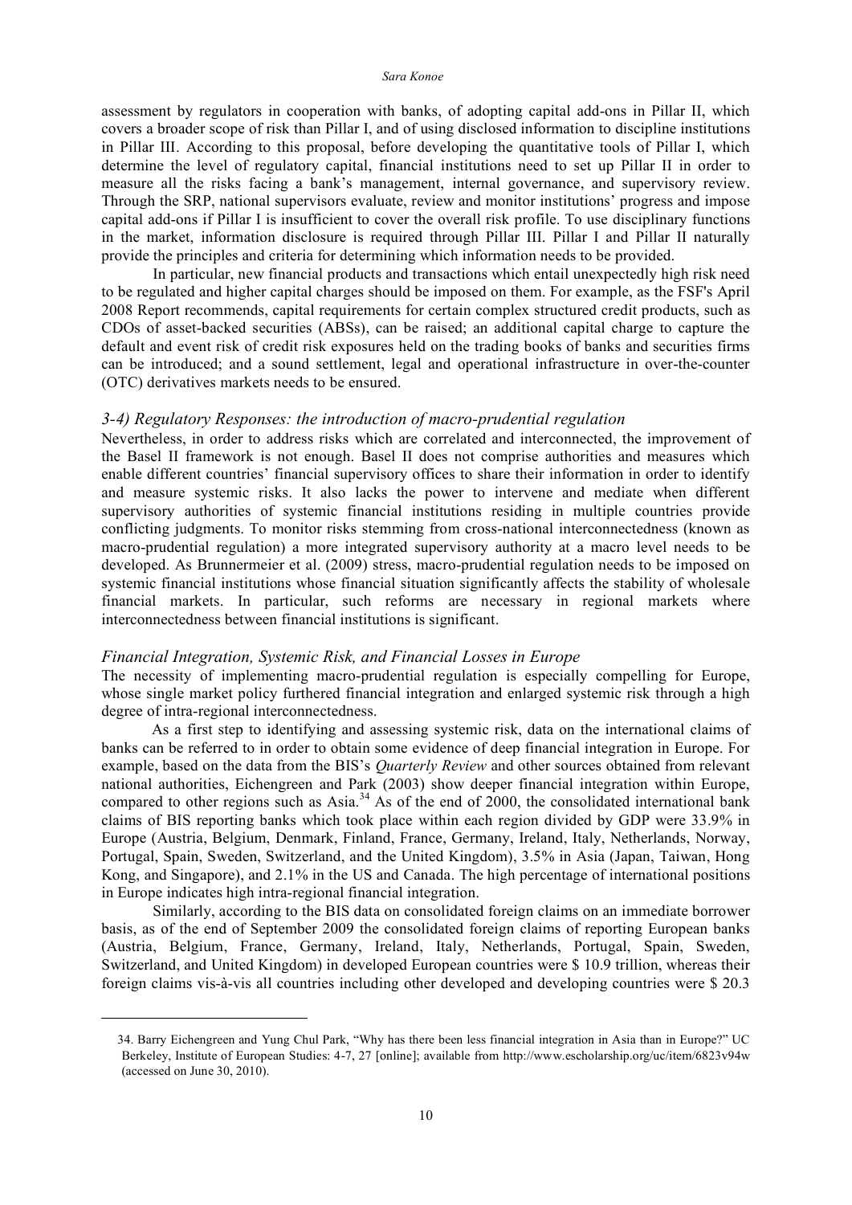assessment by regulators in cooperation with banks, of adopting capital add-ons in Pillar II, which covers a broader scope of risk than Pillar I, and of using disclosed information to discipline institutions in Pillar III. According to this proposal, before developing the quantitative tools of Pillar I, which determine the level of regulatory capital, financial institutions need to set up Pillar II in order to measure all the risks facing a bank's management, internal governance, and supervisory review. Through the SRP, national supervisors evaluate, review and monitor institutions' progress and impose capital add-ons if Pillar I is insufficient to cover the overall risk profile. To use disciplinary functions in the market, information disclosure is required through Pillar III. Pillar I and Pillar II naturally provide the principles and criteria for determining which information needs to be provided.

In particular, new financial products and transactions which entail unexpectedly high risk need to be regulated and higher capital charges should be imposed on them. For example, as the FSF's April 2008 Report recommends, capital requirements for certain complex structured credit products, such as CDOs of asset-backed securities (ABSs), can be raised; an additional capital charge to capture the default and event risk of credit risk exposures held on the trading books of banks and securities firms can be introduced; and a sound settlement, legal and operational infrastructure in over-the-counter (OTC) derivatives markets needs to be ensured.

### *3-4) Regulatory Responses: the introduction of macro-prudential regulation*

Nevertheless, in order to address risks which are correlated and interconnected, the improvement of the Basel II framework is not enough. Basel II does not comprise authorities and measures which enable different countries' financial supervisory offices to share their information in order to identify and measure systemic risks. It also lacks the power to intervene and mediate when different supervisory authorities of systemic financial institutions residing in multiple countries provide conflicting judgments. To monitor risks stemming from cross-national interconnectedness (known as macro-prudential regulation) a more integrated supervisory authority at a macro level needs to be developed. As Brunnermeier et al. (2009) stress, macro-prudential regulation needs to be imposed on systemic financial institutions whose financial situation significantly affects the stability of wholesale financial markets. In particular, such reforms are necessary in regional markets where interconnectedness between financial institutions is significant.

### *Financial Integration, Systemic Risk, and Financial Losses in Europe*

The necessity of implementing macro-prudential regulation is especially compelling for Europe, whose single market policy furthered financial integration and enlarged systemic risk through a high degree of intra-regional interconnectedness.

As a first step to identifying and assessing systemic risk, data on the international claims of banks can be referred to in order to obtain some evidence of deep financial integration in Europe. For example, based on the data from the BIS's *Quarterly Review* and other sources obtained from relevant national authorities, Eichengreen and Park (2003) show deeper financial integration within Europe, compared to other regions such as Asia.[34] As of the end of 2000, the consolidated international bank claims of BIS reporting banks which took place within each region divided by GDP were 33.9% in Europe (Austria, Belgium, Denmark, Finland, France, Germany, Ireland, Italy, Netherlands, Norway, Portugal, Spain, Sweden, Switzerland, and the United Kingdom), 3.5% in Asia (Japan, Taiwan, Hong Kong, and Singapore), and 2.1% in the US and Canada. The high percentage of international positions in Europe indicates high intra-regional financial integration.

Similarly, according to the BIS data on consolidated foreign claims on an immediate borrower basis, as of the end of September 2009 the consolidated foreign claims of reporting European banks (Austria, Belgium, France, Germany, Ireland, Italy, Netherlands, Portugal, Spain, Sweden, Switzerland, and United Kingdom) in developed European countries were $ 10.9 trillion, whereas their foreign claims vis-à-vis all countries including other developed and developing countries were $ 20.3

---

34. Barry Eichengreen and Yung Chul Park, "Why has there been less financial integration in Asia than in Europe?" UC Berkeley, Institute of European Studies: 4-7, 27 [online]; available from http://www.escholarship.org/uc/item/6823v94w (accessed on June 30, 2010).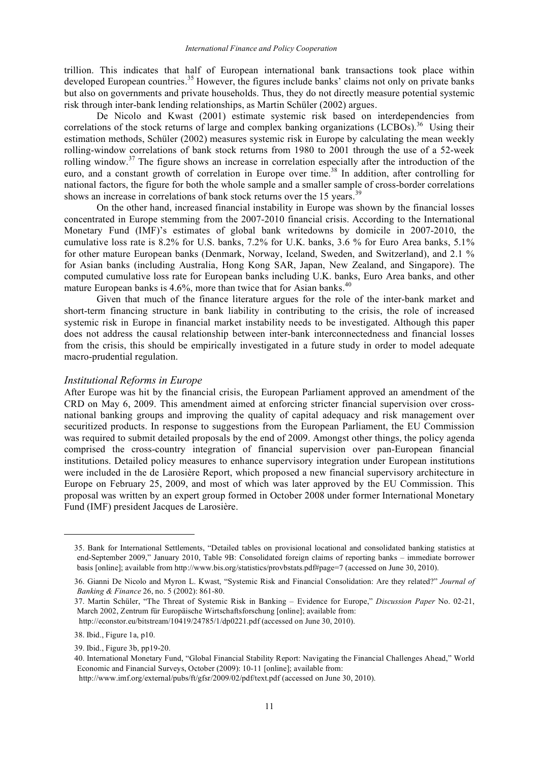trillion. This indicates that half of European international bank transactions took place within developed European countries.[35] However, the figures include banks' claims not only on private banks but also on governments and private households. Thus, they do not directly measure potential systemic risk through inter-bank lending relationships, as Martin Schüler (2002) argues.

De Nicolo and Kwast (2001) estimate systemic risk based on interdependencies from correlations of the stock returns of large and complex banking organizations (LCBOs).[36] Using their estimation methods, Schüler (2002) measures systemic risk in Europe by calculating the mean weekly rolling-window correlations of bank stock returns from 1980 to 2001 through the use of a 52-week rolling window.[37] The figure shows an increase in correlation especially after the introduction of the euro, and a constant growth of correlation in Europe over time.[38] In addition, after controlling for national factors, the figure for both the whole sample and a smaller sample of cross-border correlations shows an increase in correlations of bank stock returns over the 15 years.[39]

On the other hand, increased financial instability in Europe was shown by the financial losses concentrated in Europe stemming from the 2007-2010 financial crisis. According to the International Monetary Fund (IMF)'s estimates of global bank writedowns by domicile in 2007-2010, the cumulative loss rate is 8.2% for U.S. banks, 7.2% for U.K. banks, 3.6 % for Euro Area banks, 5.1% for other mature European banks (Denmark, Norway, Iceland, Sweden, and Switzerland), and 2.1 % for Asian banks (including Australia, Hong Kong SAR, Japan, New Zealand, and Singapore). The computed cumulative loss rate for European banks including U.K. banks, Euro Area banks, and other mature European banks is 4.6%, more than twice that for Asian banks.[40]

Given that much of the finance literature argues for the role of the inter-bank market and short-term financing structure in bank liability in contributing to the crisis, the role of increased systemic risk in Europe in financial market instability needs to be investigated. Although this paper does not address the causal relationship between inter-bank interconnectedness and financial losses from the crisis, this should be empirically investigated in a future study in order to model adequate macro-prudential regulation.

### *Institutional Reforms in Europe*

After Europe was hit by the financial crisis, the European Parliament approved an amendment of the CRD on May 6, 2009. This amendment aimed at enforcing stricter financial supervision over cross-national banking groups and improving the quality of capital adequacy and risk management over securitized products. In response to suggestions from the European Parliament, the EU Commission was required to submit detailed proposals by the end of 2009. Amongst other things, the policy agenda comprised the cross-country integration of financial supervision over pan-European financial institutions. Detailed policy measures to enhance supervisory integration under European institutions were included in the de Larosière Report, which proposed a new financial supervisory architecture in Europe on February 25, 2009, and most of which was later approved by the EU Commission. This proposal was written by an expert group formed in October 2008 under former International Monetary Fund (IMF) president Jacques de Larosière.

---

35. Bank for International Settlements, "Detailed tables on provisional locational and consolidated banking statistics at end-September 2009," January 2010, Table 9B: Consolidated foreign claims of reporting banks – immediate borrower basis [online]; available from http://www.bis.org/statistics/provbstats.pdf#page=7 (accessed on June 30, 2010).

36. Gianni De Nicolo and Myron L. Kwast, "Systemic Risk and Financial Consolidation: Are they related?" *Journal of Banking & Finance* 26, no. 5 (2002): 861-80.

37. Martin Schüler, "The Threat of Systemic Risk in Banking – Evidence for Europe," *Discussion Paper* No. 02-21, March 2002, Zentrum für Europäische Wirtschaftsforschung [online]; available from: http://econstor.eu/bitstream/10419/24785/1/dp0221.pdf (accessed on June 30, 2010).

38. Ibid., Figure 1a, p10.

39. Ibid., Figure 3b, pp19-20.

40. International Monetary Fund, "Global Financial Stability Report: Navigating the Financial Challenges Ahead," World Economic and Financial Surveys, October (2009): 10-11 [online]; available from: http://www.imf.org/external/pubs/ft/gfsr/2009/02/pdf/text.pdf (accessed on June 30, 2010).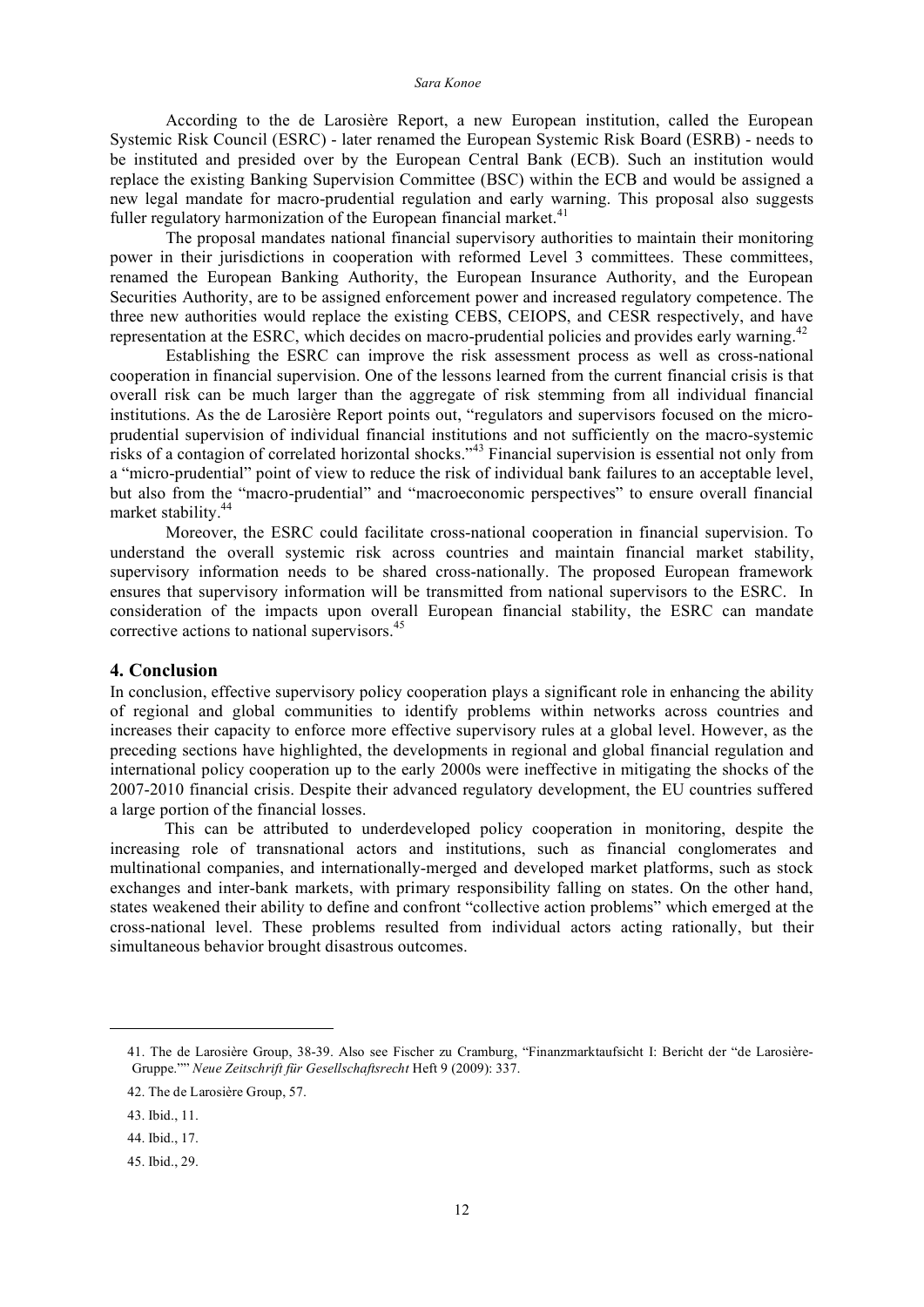According to the de Larosière Report, a new European institution, called the European Systemic Risk Council (ESRC) - later renamed the European Systemic Risk Board (ESRB) - needs to be instituted and presided over by the European Central Bank (ECB). Such an institution would replace the existing Banking Supervision Committee (BSC) within the ECB and would be assigned a new legal mandate for macro-prudential regulation and early warning. This proposal also suggests fuller regulatory harmonization of the European financial market.[41]

The proposal mandates national financial supervisory authorities to maintain their monitoring power in their jurisdictions in cooperation with reformed Level 3 committees. These committees, renamed the European Banking Authority, the European Insurance Authority, and the European Securities Authority, are to be assigned enforcement power and increased regulatory competence. The three new authorities would replace the existing CEBS, CEIOPS, and CESR respectively, and have representation at the ESRC, which decides on macro-prudential policies and provides early warning.[42]

Establishing the ESRC can improve the risk assessment process as well as cross-national cooperation in financial supervision. One of the lessons learned from the current financial crisis is that overall risk can be much larger than the aggregate of risk stemming from all individual financial institutions. As the de Larosière Report points out, "regulators and supervisors focused on the micro-prudential supervision of individual financial institutions and not sufficiently on the macro-systemic risks of a contagion of correlated horizontal shocks."[43] Financial supervision is essential not only from a "micro-prudential" point of view to reduce the risk of individual bank failures to an acceptable level, but also from the "macro-prudential" and "macroeconomic perspectives" to ensure overall financial market stability.[44]

Moreover, the ESRC could facilitate cross-national cooperation in financial supervision. To understand the overall systemic risk across countries and maintain financial market stability, supervisory information needs to be shared cross-nationally. The proposed European framework ensures that supervisory information will be transmitted from national supervisors to the ESRC. In consideration of the impacts upon overall European financial stability, the ESRC can mandate corrective actions to national supervisors.[45]

## 4. Conclusion

In conclusion, effective supervisory policy cooperation plays a significant role in enhancing the ability of regional and global communities to identify problems within networks across countries and increases their capacity to enforce more effective supervisory rules at a global level. However, as the preceding sections have highlighted, the developments in regional and global financial regulation and international policy cooperation up to the early 2000s were ineffective in mitigating the shocks of the 2007-2010 financial crisis. Despite their advanced regulatory development, the EU countries suffered a large portion of the financial losses.

This can be attributed to underdeveloped policy cooperation in monitoring, despite the increasing role of transnational actors and institutions, such as financial conglomerates and multinational companies, and internationally-merged and developed market platforms, such as stock exchanges and inter-bank markets, with primary responsibility falling on states. On the other hand, states weakened their ability to define and confront "collective action problems" which emerged at the cross-national level. These problems resulted from individual actors acting rationally, but their simultaneous behavior brought disastrous outcomes.

---

41. The de Larosière Group, 38-39. Also see Fischer zu Cramburg, "Finanzmarktaufsicht I: Bericht der "de Larosière-Gruppe."" *Neue Zeitschrift für Gesellschaftsrecht* Heft 9 (2009): 337.

42. The de Larosière Group, 57.

43. Ibid., 11.

44. Ibid., 17.

45. Ibid., 29.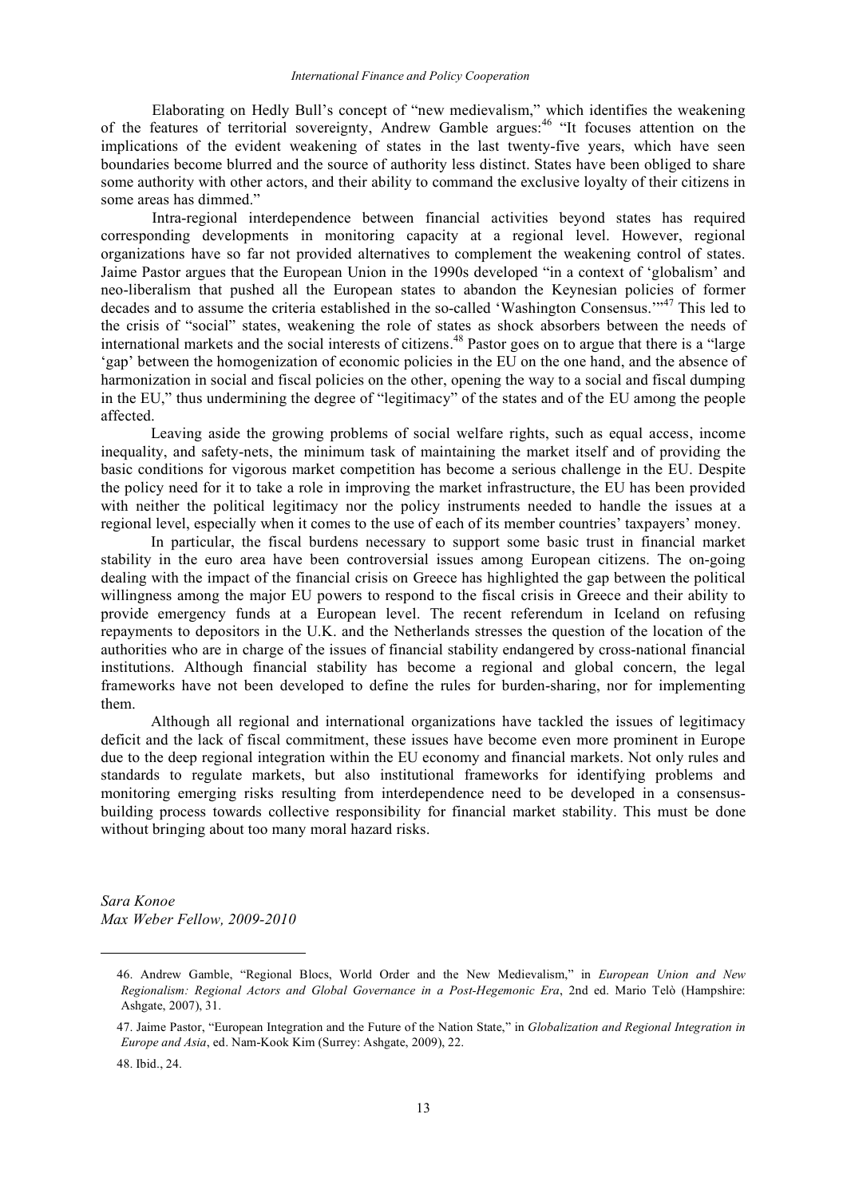Elaborating on Hedly Bull's concept of "new medievalism," which identifies the weakening of the features of territorial sovereignty, Andrew Gamble argues:[46] "It focuses attention on the implications of the evident weakening of states in the last twenty-five years, which have seen boundaries become blurred and the source of authority less distinct. States have been obliged to share some authority with other actors, and their ability to command the exclusive loyalty of their citizens in some areas has dimmed."

Intra-regional interdependence between financial activities beyond states has required corresponding developments in monitoring capacity at a regional level. However, regional organizations have so far not provided alternatives to complement the weakening control of states. Jaime Pastor argues that the European Union in the 1990s developed "in a context of 'globalism' and neo-liberalism that pushed all the European states to abandon the Keynesian policies of former decades and to assume the criteria established in the so-called 'Washington Consensus.'"[47] This led to the crisis of "social" states, weakening the role of states as shock absorbers between the needs of international markets and the social interests of citizens.[48] Pastor goes on to argue that there is a "large 'gap' between the homogenization of economic policies in the EU on the one hand, and the absence of harmonization in social and fiscal policies on the other, opening the way to a social and fiscal dumping in the EU," thus undermining the degree of "legitimacy" of the states and of the EU among the people affected.

Leaving aside the growing problems of social welfare rights, such as equal access, income inequality, and safety-nets, the minimum task of maintaining the market itself and of providing the basic conditions for vigorous market competition has become a serious challenge in the EU. Despite the policy need for it to take a role in improving the market infrastructure, the EU has been provided with neither the political legitimacy nor the policy instruments needed to handle the issues at a regional level, especially when it comes to the use of each of its member countries' taxpayers' money.

In particular, the fiscal burdens necessary to support some basic trust in financial market stability in the euro area have been controversial issues among European citizens. The on-going dealing with the impact of the financial crisis on Greece has highlighted the gap between the political willingness among the major EU powers to respond to the fiscal crisis in Greece and their ability to provide emergency funds at a European level. The recent referendum in Iceland on refusing repayments to depositors in the U.K. and the Netherlands stresses the question of the location of the authorities who are in charge of the issues of financial stability endangered by cross-national financial institutions. Although financial stability has become a regional and global concern, the legal frameworks have not been developed to define the rules for burden-sharing, nor for implementing them.

Although all regional and international organizations have tackled the issues of legitimacy deficit and the lack of fiscal commitment, these issues have become even more prominent in Europe due to the deep regional integration within the EU economy and financial markets. Not only rules and standards to regulate markets, but also institutional frameworks for identifying problems and monitoring emerging risks resulting from interdependence need to be developed in a consensus-building process towards collective responsibility for financial market stability. This must be done without bringing about too many moral hazard risks.

*Sara Konoe*
*Max Weber Fellow, 2009-2010*

---

46. Andrew Gamble, "Regional Blocs, World Order and the New Medievalism," in *European Union and New Regionalism: Regional Actors and Global Governance in a Post-Hegemonic Era*, 2nd ed. Mario Telò (Hampshire: Ashgate, 2007), 31.

47. Jaime Pastor, "European Integration and the Future of the Nation State," in *Globalization and Regional Integration in Europe and Asia*, ed. Nam-Kook Kim (Surrey: Ashgate, 2009), 22.

48. Ibid., 24.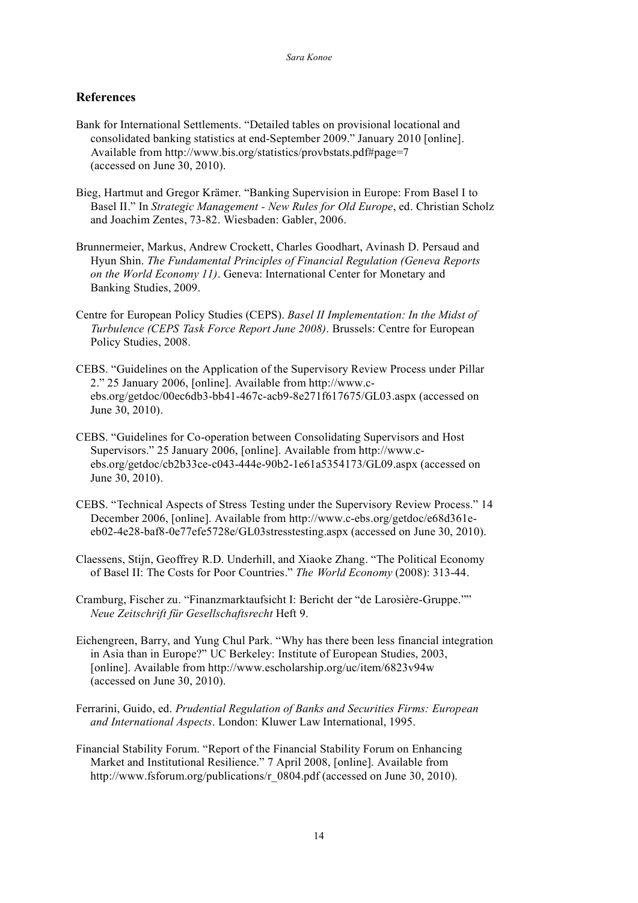## References

Bank for International Settlements. "Detailed tables on provisional locational and consolidated banking statistics at end-September 2009." January 2010 [online]. Available from http://www.bis.org/statistics/provbstats.pdf#page=7 (accessed on June 30, 2010).

Bieg, Hartmut and Gregor Krämer. "Banking Supervision in Europe: From Basel I to Basel II." In *Strategic Management - New Rules for Old Europe*, ed. Christian Scholz and Joachim Zentes, 73-82. Wiesbaden: Gabler, 2006.

Brunnermeier, Markus, Andrew Crockett, Charles Goodhart, Avinash D. Persaud and Hyun Shin. *The Fundamental Principles of Financial Regulation (Geneva Reports on the World Economy 11)*. Geneva: International Center for Monetary and Banking Studies, 2009.

Centre for European Policy Studies (CEPS). *Basel II Implementation: In the Midst of Turbulence (CEPS Task Force Report June 2008)*. Brussels: Centre for European Policy Studies, 2008.

CEBS. "Guidelines on the Application of the Supervisory Review Process under Pillar 2." 25 January 2006, [online]. Available from http://www.c-ebs.org/getdoc/00ec6db3-bb41-467c-acb9-8e271f617675/GL03.aspx (accessed on June 30, 2010).

CEBS. "Guidelines for Co-operation between Consolidating Supervisors and Host Supervisors." 25 January 2006, [online]. Available from http://www.c-ebs.org/getdoc/cb2b33ce-c043-444e-90b2-1e61a5354173/GL09.aspx (accessed on June 30, 2010).

CEBS. "Technical Aspects of Stress Testing under the Supervisory Review Process." 14 December 2006, [online]. Available from http://www.c-ebs.org/getdoc/e68d361e-eb02-4e28-baf8-0e77efe5728e/GL03stresstesting.aspx (accessed on June 30, 2010).

Claessens, Stijn, Geoffrey R.D. Underhill, and Xiaoke Zhang. "The Political Economy of Basel II: The Costs for Poor Countries." *The World Economy* (2008): 313-44.

Cramburg, Fischer zu. "Finanzmarktaufsicht I: Bericht der "de Larosière-Gruppe."" *Neue Zeitschrift für Gesellschaftsrecht* Heft 9.

Eichengreen, Barry, and Yung Chul Park. "Why has there been less financial integration in Asia than in Europe?" UC Berkeley: Institute of European Studies, 2003, [online]. Available from http://www.escholarship.org/uc/item/6823v94w (accessed on June 30, 2010).

Ferrarini, Guido, ed. *Prudential Regulation of Banks and Securities Firms: European and International Aspects*. London: Kluwer Law International, 1995.

Financial Stability Forum. "Report of the Financial Stability Forum on Enhancing Market and Institutional Resilience." 7 April 2008, [online]. Available from http://www.fsforum.org/publications/r_0804.pdf (accessed on June 30, 2010).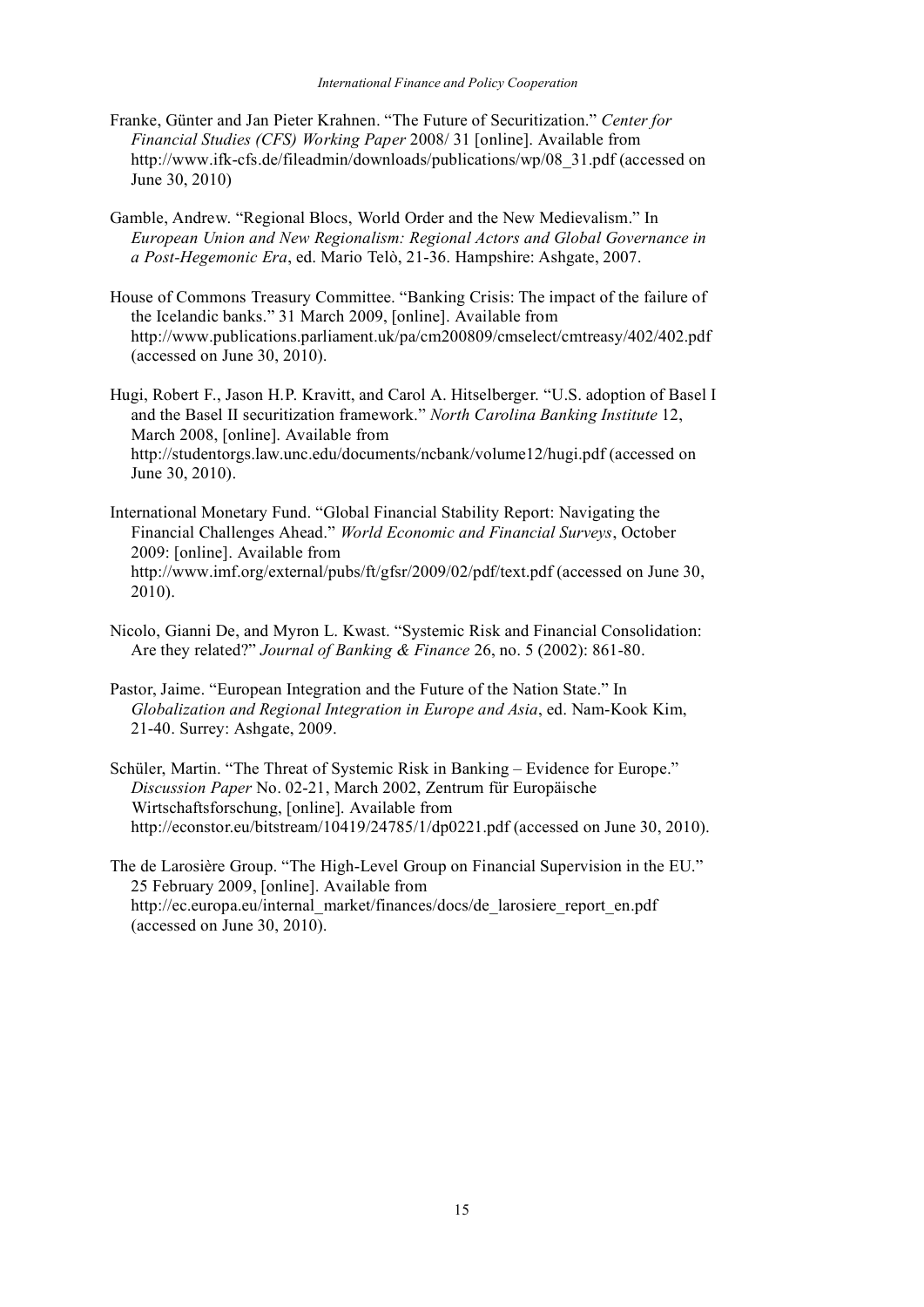Franke, Günter and Jan Pieter Krahnen. "The Future of Securitization." *Center for Financial Studies (CFS) Working Paper* 2008/ 31 [online]. Available from http://www.ifk-cfs.de/fileadmin/downloads/publications/wp/08_31.pdf (accessed on June 30, 2010)

Gamble, Andrew. "Regional Blocs, World Order and the New Medievalism." In *European Union and New Regionalism: Regional Actors and Global Governance in a Post-Hegemonic Era*, ed. Mario Telò, 21-36. Hampshire: Ashgate, 2007.

House of Commons Treasury Committee. "Banking Crisis: The impact of the failure of the Icelandic banks." 31 March 2009, [online]. Available from http://www.publications.parliament.uk/pa/cm200809/cmselect/cmtreasy/402/402.pdf (accessed on June 30, 2010).

Hugi, Robert F., Jason H.P. Kravitt, and Carol A. Hitselberger. "U.S. adoption of Basel I and the Basel II securitization framework." *North Carolina Banking Institute* 12, March 2008, [online]. Available from http://studentorgs.law.unc.edu/documents/ncbank/volume12/hugi.pdf (accessed on June 30, 2010).

International Monetary Fund. "Global Financial Stability Report: Navigating the Financial Challenges Ahead." *World Economic and Financial Surveys*, October 2009: [online]. Available from http://www.imf.org/external/pubs/ft/gfsr/2009/02/pdf/text.pdf (accessed on June 30, 2010).

Nicolo, Gianni De, and Myron L. Kwast. "Systemic Risk and Financial Consolidation: Are they related?" *Journal of Banking & Finance* 26, no. 5 (2002): 861-80.

Pastor, Jaime. "European Integration and the Future of the Nation State." In *Globalization and Regional Integration in Europe and Asia*, ed. Nam-Kook Kim, 21-40. Surrey: Ashgate, 2009.

Schüler, Martin. "The Threat of Systemic Risk in Banking – Evidence for Europe." *Discussion Paper* No. 02-21, March 2002, Zentrum für Europäische Wirtschaftsforschung, [online]. Available from http://econstor.eu/bitstream/10419/24785/1/dp0221.pdf (accessed on June 30, 2010).

The de Larosière Group. "The High-Level Group on Financial Supervision in the EU." 25 February 2009, [online]. Available from http://ec.europa.eu/internal_market/finances/docs/de_larosiere_report_en.pdf (accessed on June 30, 2010).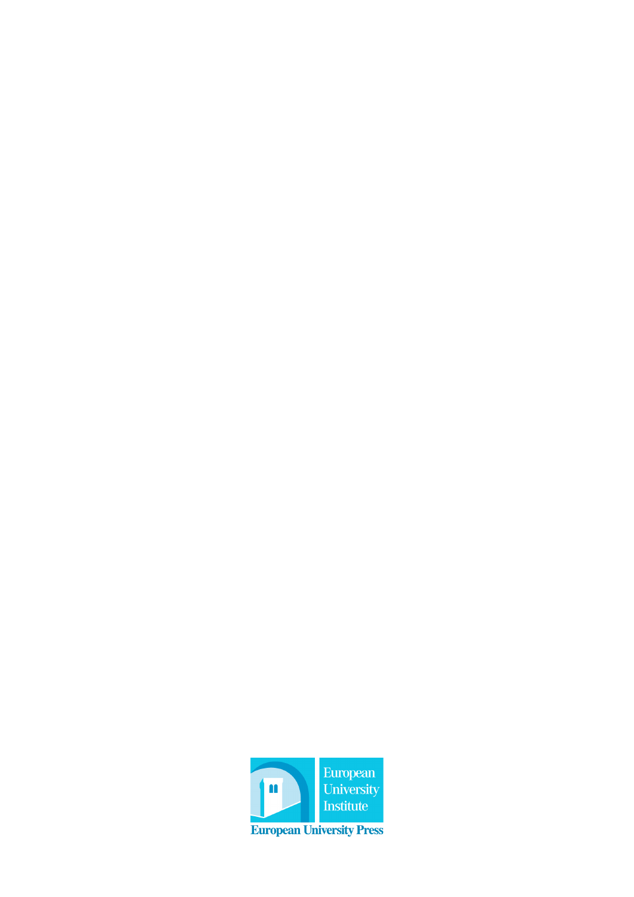European University Institute

European University Press